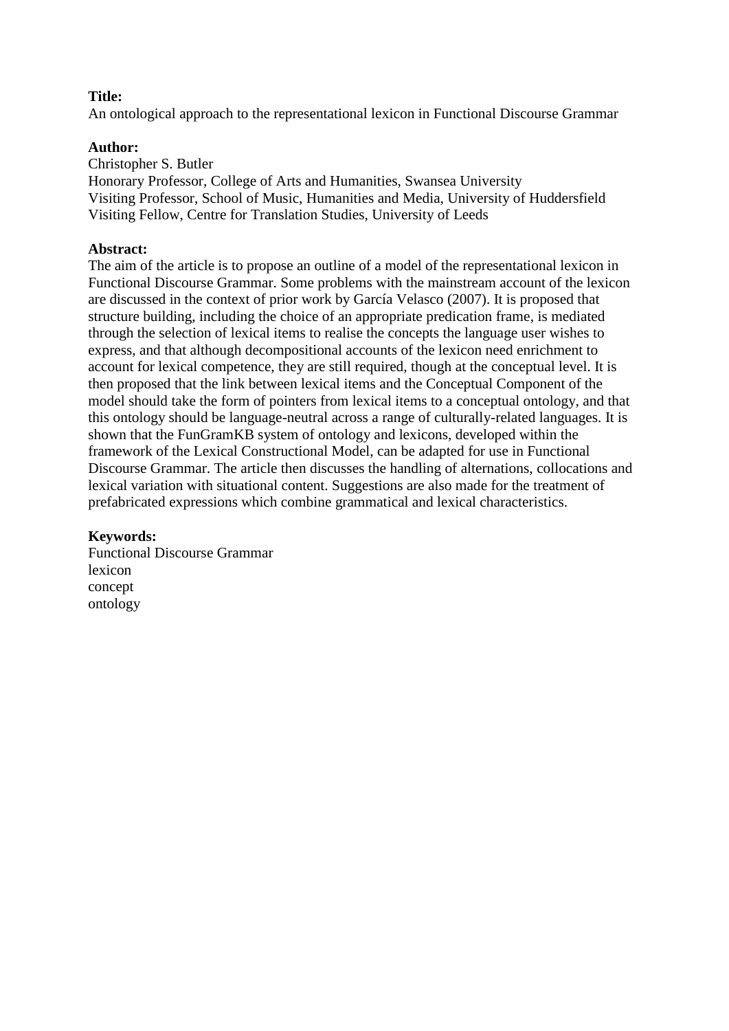**Title:**
An ontological approach to the representational lexicon in Functional Discourse Grammar

**Author:**
Christopher S. Butler
Honorary Professor, College of Arts and Humanities, Swansea University
Visiting Professor, School of Music, Humanities and Media, University of Huddersfield
Visiting Fellow, Centre for Translation Studies, University of Leeds

**Abstract:**
The aim of the article is to propose an outline of a model of the representational lexicon in Functional Discourse Grammar. Some problems with the mainstream account of the lexicon are discussed in the context of prior work by García Velasco (2007). It is proposed that structure building, including the choice of an appropriate predication frame, is mediated through the selection of lexical items to realise the concepts the language user wishes to express, and that although decompositional accounts of the lexicon need enrichment to account for lexical competence, they are still required, though at the conceptual level. It is then proposed that the link between lexical items and the Conceptual Component of the model should take the form of pointers from lexical items to a conceptual ontology, and that this ontology should be language-neutral across a range of culturally-related languages. It is shown that the FunGramKB system of ontology and lexicons, developed within the framework of the Lexical Constructional Model, can be adapted for use in Functional Discourse Grammar. The article then discusses the handling of alternations, collocations and lexical variation with situational content. Suggestions are also made for the treatment of prefabricated expressions which combine grammatical and lexical characteristics.

**Keywords:**
Functional Discourse Grammar
lexicon
concept
ontology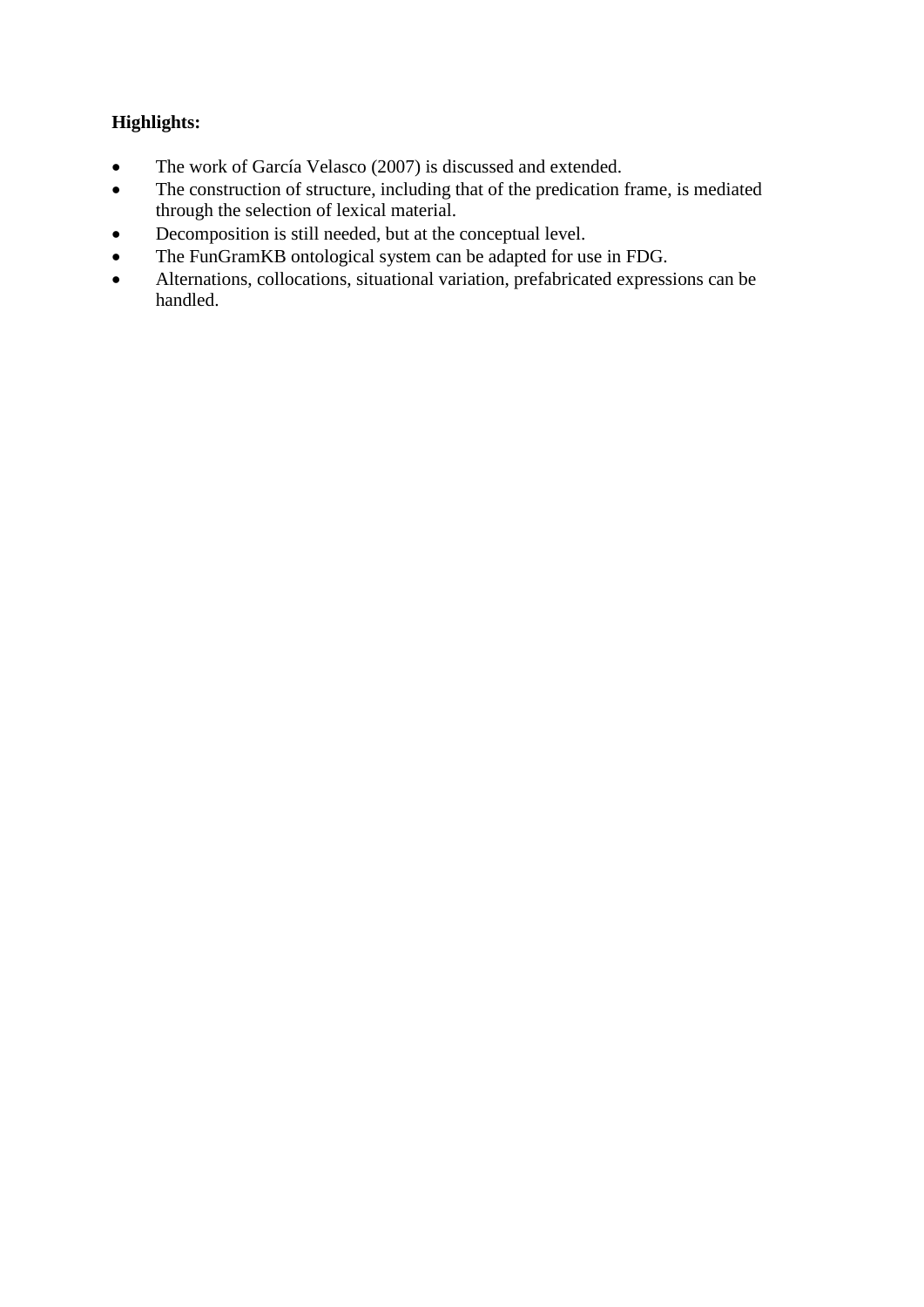**Highlights:**

- The work of García Velasco (2007) is discussed and extended.
- The construction of structure, including that of the predication frame, is mediated through the selection of lexical material.
- Decomposition is still needed, but at the conceptual level.
- The FunGramKB ontological system can be adapted for use in FDG.
- Alternations, collocations, situational variation, prefabricated expressions can be handled.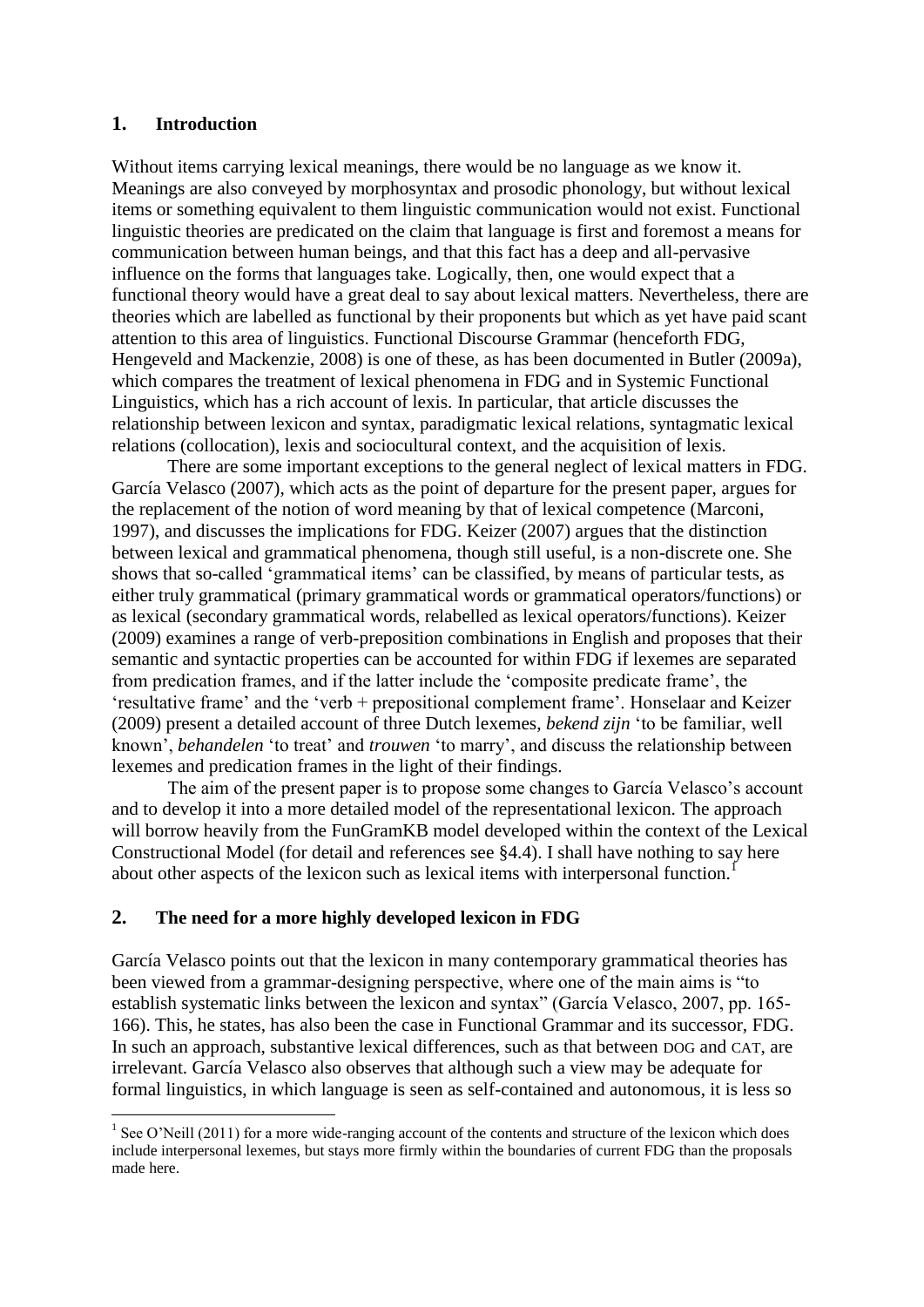## 1. Introduction

Without items carrying lexical meanings, there would be no language as we know it. Meanings are also conveyed by morphosyntax and prosodic phonology, but without lexical items or something equivalent to them linguistic communication would not exist. Functional linguistic theories are predicated on the claim that language is first and foremost a means for communication between human beings, and that this fact has a deep and all-pervasive influence on the forms that languages take. Logically, then, one would expect that a functional theory would have a great deal to say about lexical matters. Nevertheless, there are theories which are labelled as functional by their proponents but which as yet have paid scant attention to this area of linguistics. Functional Discourse Grammar (henceforth FDG, Hengeveld and Mackenzie, 2008) is one of these, as has been documented in Butler (2009a), which compares the treatment of lexical phenomena in FDG and in Systemic Functional Linguistics, which has a rich account of lexis. In particular, that article discusses the relationship between lexicon and syntax, paradigmatic lexical relations, syntagmatic lexical relations (collocation), lexis and sociocultural context, and the acquisition of lexis.

There are some important exceptions to the general neglect of lexical matters in FDG. García Velasco (2007), which acts as the point of departure for the present paper, argues for the replacement of the notion of word meaning by that of lexical competence (Marconi, 1997), and discusses the implications for FDG. Keizer (2007) argues that the distinction between lexical and grammatical phenomena, though still useful, is a non-discrete one. She shows that so-called 'grammatical items' can be classified, by means of particular tests, as either truly grammatical (primary grammatical words or grammatical operators/functions) or as lexical (secondary grammatical words, relabelled as lexical operators/functions). Keizer (2009) examines a range of verb-preposition combinations in English and proposes that their semantic and syntactic properties can be accounted for within FDG if lexemes are separated from predication frames, and if the latter include the 'composite predicate frame', the 'resultative frame' and the 'verb + prepositional complement frame'. Honselaar and Keizer (2009) present a detailed account of three Dutch lexemes, *bekend zijn* 'to be familiar, well known', *behandelen* 'to treat' and *trouwen* 'to marry', and discuss the relationship between lexemes and predication frames in the light of their findings.

The aim of the present paper is to propose some changes to García Velasco's account and to develop it into a more detailed model of the representational lexicon. The approach will borrow heavily from the FunGramKB model developed within the context of the Lexical Constructional Model (for detail and references see §4.4). I shall have nothing to say here about other aspects of the lexicon such as lexical items with interpersonal function.[1]

## 2. The need for a more highly developed lexicon in FDG

García Velasco points out that the lexicon in many contemporary grammatical theories has been viewed from a grammar-designing perspective, where one of the main aims is "to establish systematic links between the lexicon and syntax" (García Velasco, 2007, pp. 165-166). This, he states, has also been the case in Functional Grammar and its successor, FDG. In such an approach, substantive lexical differences, such as that between DOG and CAT, are irrelevant. García Velasco also observes that although such a view may be adequate for formal linguistics, in which language is seen as self-contained and autonomous, it is less so

[1] See O'Neill (2011) for a more wide-ranging account of the contents and structure of the lexicon which does include interpersonal lexemes, but stays more firmly within the boundaries of current FDG than the proposals made here.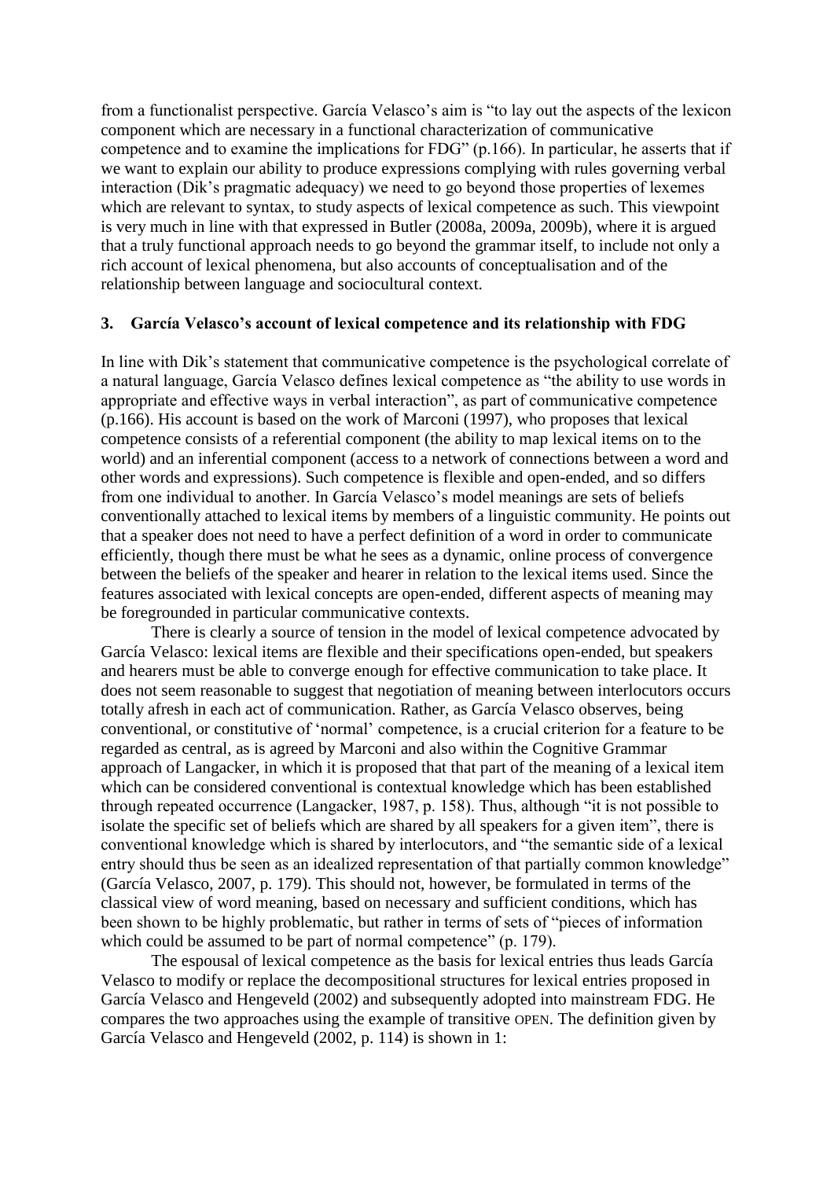from a functionalist perspective. García Velasco's aim is "to lay out the aspects of the lexicon component which are necessary in a functional characterization of communicative competence and to examine the implications for FDG" (p.166). In particular, he asserts that if we want to explain our ability to produce expressions complying with rules governing verbal interaction (Dik's pragmatic adequacy) we need to go beyond those properties of lexemes which are relevant to syntax, to study aspects of lexical competence as such. This viewpoint is very much in line with that expressed in Butler (2008a, 2009a, 2009b), where it is argued that a truly functional approach needs to go beyond the grammar itself, to include not only a rich account of lexical phenomena, but also accounts of conceptualisation and of the relationship between language and sociocultural context.

## 3. García Velasco's account of lexical competence and its relationship with FDG

In line with Dik's statement that communicative competence is the psychological correlate of a natural language, García Velasco defines lexical competence as "the ability to use words in appropriate and effective ways in verbal interaction", as part of communicative competence (p.166). His account is based on the work of Marconi (1997), who proposes that lexical competence consists of a referential component (the ability to map lexical items on to the world) and an inferential component (access to a network of connections between a word and other words and expressions). Such competence is flexible and open-ended, and so differs from one individual to another. In García Velasco's model meanings are sets of beliefs conventionally attached to lexical items by members of a linguistic community. He points out that a speaker does not need to have a perfect definition of a word in order to communicate efficiently, though there must be what he sees as a dynamic, online process of convergence between the beliefs of the speaker and hearer in relation to the lexical items used. Since the features associated with lexical concepts are open-ended, different aspects of meaning may be foregrounded in particular communicative contexts.

There is clearly a source of tension in the model of lexical competence advocated by García Velasco: lexical items are flexible and their specifications open-ended, but speakers and hearers must be able to converge enough for effective communication to take place. It does not seem reasonable to suggest that negotiation of meaning between interlocutors occurs totally afresh in each act of communication. Rather, as García Velasco observes, being conventional, or constitutive of 'normal' competence, is a crucial criterion for a feature to be regarded as central, as is agreed by Marconi and also within the Cognitive Grammar approach of Langacker, in which it is proposed that that part of the meaning of a lexical item which can be considered conventional is contextual knowledge which has been established through repeated occurrence (Langacker, 1987, p. 158). Thus, although "it is not possible to isolate the specific set of beliefs which are shared by all speakers for a given item", there is conventional knowledge which is shared by interlocutors, and "the semantic side of a lexical entry should thus be seen as an idealized representation of that partially common knowledge" (García Velasco, 2007, p. 179). This should not, however, be formulated in terms of the classical view of word meaning, based on necessary and sufficient conditions, which has been shown to be highly problematic, but rather in terms of sets of "pieces of information which could be assumed to be part of normal competence" (p. 179).

The espousal of lexical competence as the basis for lexical entries thus leads García Velasco to modify or replace the decompositional structures for lexical entries proposed in García Velasco and Hengeveld (2002) and subsequently adopted into mainstream FDG. He compares the two approaches using the example of transitive OPEN. The definition given by García Velasco and Hengeveld (2002, p. 114) is shown in 1: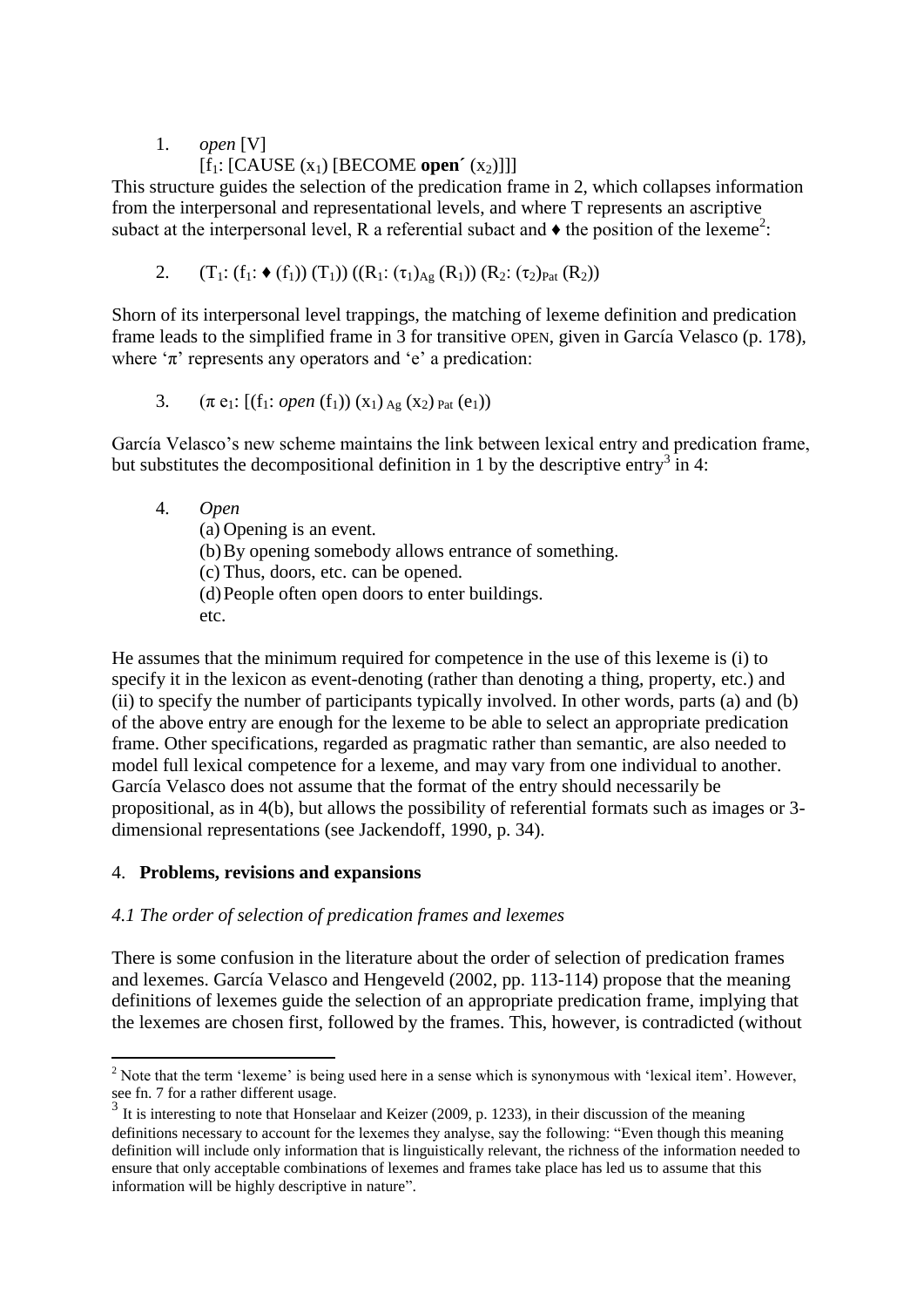1. *open* [V]
   $[f_1: [\text{CAUSE } (x_1) \text{ [BECOME } \textbf{open}' (x_2)]]]$

This structure guides the selection of the predication frame in 2, which collapses information from the interpersonal and representational levels, and where T represents an ascriptive subact at the interpersonal level, R a referential subact and ♦ the position of the lexeme[2]:

2. $(T_1: (f_1: \blacklozenge (f_1)) (T_1)) ((R_1: (\tau_1)_{Ag} (R_1)) (R_2: (\tau_2)_{Pat} (R_2))$

Shorn of its interpersonal level trappings, the matching of lexeme definition and predication frame leads to the simplified frame in 3 for transitive OPEN, given in García Velasco (p. 178), where 'π' represents any operators and 'e' a predication:

3. $(\pi\ e_1: [(f_1: \textit{open}\ (f_1))\ (x_1)_{Ag}\ (x_2)_{Pat}\ (e_1))$

García Velasco's new scheme maintains the link between lexical entry and predication frame, but substitutes the decompositional definition in 1 by the descriptive entry[3] in 4:

4. *Open*
   (a) Opening is an event.
   (b) By opening somebody allows entrance of something.
   (c) Thus, doors, etc. can be opened.
   (d) People often open doors to enter buildings.
   etc.

He assumes that the minimum required for competence in the use of this lexeme is (i) to specify it in the lexicon as event-denoting (rather than denoting a thing, property, etc.) and (ii) to specify the number of participants typically involved. In other words, parts (a) and (b) of the above entry are enough for the lexeme to be able to select an appropriate predication frame. Other specifications, regarded as pragmatic rather than semantic, are also needed to model full lexical competence for a lexeme, and may vary from one individual to another. García Velasco does not assume that the format of the entry should necessarily be propositional, as in 4(b), but allows the possibility of referential formats such as images or 3-dimensional representations (see Jackendoff, 1990, p. 34).

## 4. Problems, revisions and expansions

### *4.1 The order of selection of predication frames and lexemes*

There is some confusion in the literature about the order of selection of predication frames and lexemes. García Velasco and Hengeveld (2002, pp. 113-114) propose that the meaning definitions of lexemes guide the selection of an appropriate predication frame, implying that the lexemes are chosen first, followed by the frames. This, however, is contradicted (without

---

[2] Note that the term 'lexeme' is being used here in a sense which is synonymous with 'lexical item'. However, see fn. 7 for a rather different usage.

[3] It is interesting to note that Honselaar and Keizer (2009, p. 1233), in their discussion of the meaning definitions necessary to account for the lexemes they analyse, say the following: "Even though this meaning definition will include only information that is linguistically relevant, the richness of the information needed to ensure that only acceptable combinations of lexemes and frames take place has led us to assume that this information will be highly descriptive in nature".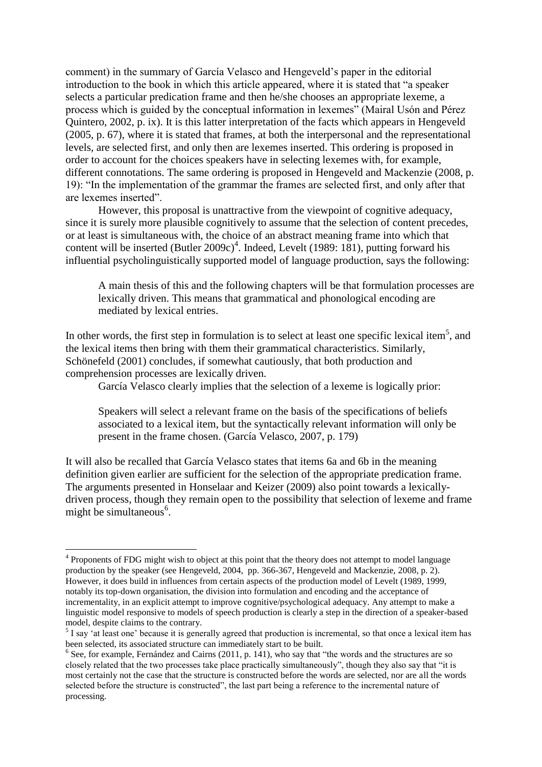comment) in the summary of García Velasco and Hengeveld's paper in the editorial introduction to the book in which this article appeared, where it is stated that "a speaker selects a particular predication frame and then he/she chooses an appropriate lexeme, a process which is guided by the conceptual information in lexemes" (Mairal Usón and Pérez Quintero, 2002, p. ix). It is this latter interpretation of the facts which appears in Hengeveld (2005, p. 67), where it is stated that frames, at both the interpersonal and the representational levels, are selected first, and only then are lexemes inserted. This ordering is proposed in order to account for the choices speakers have in selecting lexemes with, for example, different connotations. The same ordering is proposed in Hengeveld and Mackenzie (2008, p. 19): "In the implementation of the grammar the frames are selected first, and only after that are lexemes inserted".

However, this proposal is unattractive from the viewpoint of cognitive adequacy, since it is surely more plausible cognitively to assume that the selection of content precedes, or at least is simultaneous with, the choice of an abstract meaning frame into which that content will be inserted (Butler 2009c)[4]. Indeed, Levelt (1989: 181), putting forward his influential psycholinguistically supported model of language production, says the following:

> A main thesis of this and the following chapters will be that formulation processes are lexically driven. This means that grammatical and phonological encoding are mediated by lexical entries.

In other words, the first step in formulation is to select at least one specific lexical item[5], and the lexical items then bring with them their grammatical characteristics. Similarly, Schönefeld (2001) concludes, if somewhat cautiously, that both production and comprehension processes are lexically driven.

García Velasco clearly implies that the selection of a lexeme is logically prior:

> Speakers will select a relevant frame on the basis of the specifications of beliefs associated to a lexical item, but the syntactically relevant information will only be present in the frame chosen. (García Velasco, 2007, p. 179)

It will also be recalled that García Velasco states that items 6a and 6b in the meaning definition given earlier are sufficient for the selection of the appropriate predication frame. The arguments presented in Honselaar and Keizer (2009) also point towards a lexically-driven process, though they remain open to the possibility that selection of lexeme and frame might be simultaneous[6].

---

[4] Proponents of FDG might wish to object at this point that the theory does not attempt to model language production by the speaker (see Hengeveld, 2004, pp. 366-367, Hengeveld and Mackenzie, 2008, p. 2). However, it does build in influences from certain aspects of the production model of Levelt (1989, 1999, notably its top-down organisation, the division into formulation and encoding and the acceptance of incrementality, in an explicit attempt to improve cognitive/psychological adequacy. Any attempt to make a linguistic model responsive to models of speech production is clearly a step in the direction of a speaker-based model, despite claims to the contrary.

[5] I say 'at least one' because it is generally agreed that production is incremental, so that once a lexical item has been selected, its associated structure can immediately start to be built.

[6] See, for example, Fernández and Cairns (2011, p. 141), who say that "the words and the structures are so closely related that the two processes take place practically simultaneously", though they also say that "it is most certainly not the case that the structure is constructed before the words are selected, nor are all the words selected before the structure is constructed", the last part being a reference to the incremental nature of processing.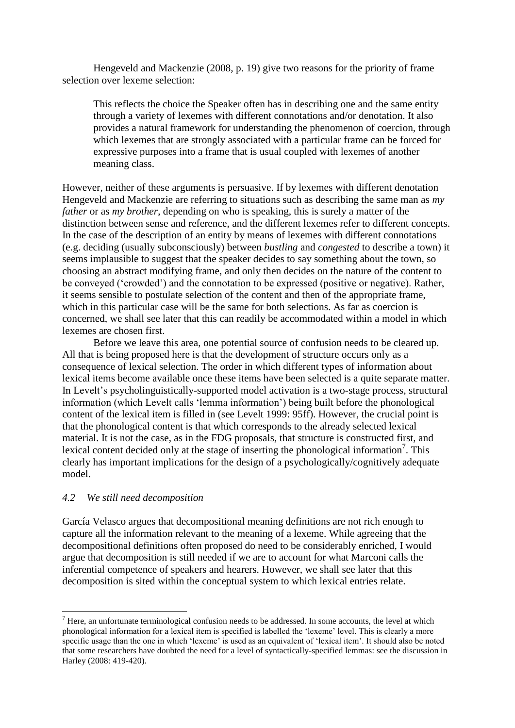Hengeveld and Mackenzie (2008, p. 19) give two reasons for the priority of frame selection over lexeme selection:

> This reflects the choice the Speaker often has in describing one and the same entity through a variety of lexemes with different connotations and/or denotation. It also provides a natural framework for understanding the phenomenon of coercion, through which lexemes that are strongly associated with a particular frame can be forced for expressive purposes into a frame that is usual coupled with lexemes of another meaning class.

However, neither of these arguments is persuasive. If by lexemes with different denotation Hengeveld and Mackenzie are referring to situations such as describing the same man as *my father* or as *my brother*, depending on who is speaking, this is surely a matter of the distinction between sense and reference, and the different lexemes refer to different concepts. In the case of the description of an entity by means of lexemes with different connotations (e.g. deciding (usually subconsciously) between *bustling* and *congested* to describe a town) it seems implausible to suggest that the speaker decides to say something about the town, so choosing an abstract modifying frame, and only then decides on the nature of the content to be conveyed ('crowded') and the connotation to be expressed (positive or negative). Rather, it seems sensible to postulate selection of the content and then of the appropriate frame, which in this particular case will be the same for both selections. As far as coercion is concerned, we shall see later that this can readily be accommodated within a model in which lexemes are chosen first.

Before we leave this area, one potential source of confusion needs to be cleared up. All that is being proposed here is that the development of structure occurs only as a consequence of lexical selection. The order in which different types of information about lexical items become available once these items have been selected is a quite separate matter. In Levelt's psycholinguistically-supported model activation is a two-stage process, structural information (which Levelt calls 'lemma information') being built before the phonological content of the lexical item is filled in (see Levelt 1999: 95ff). However, the crucial point is that the phonological content is that which corresponds to the already selected lexical material. It is not the case, as in the FDG proposals, that structure is constructed first, and lexical content decided only at the stage of inserting the phonological information[7]. This clearly has important implications for the design of a psychologically/cognitively adequate model.

### *4.2 We still need decomposition*

García Velasco argues that decompositional meaning definitions are not rich enough to capture all the information relevant to the meaning of a lexeme. While agreeing that the decompositional definitions often proposed do need to be considerably enriched, I would argue that decomposition is still needed if we are to account for what Marconi calls the inferential competence of speakers and hearers. However, we shall see later that this decomposition is sited within the conceptual system to which lexical entries relate.

---

[7] Here, an unfortunate terminological confusion needs to be addressed. In some accounts, the level at which phonological information for a lexical item is specified is labelled the 'lexeme' level. This is clearly a more specific usage than the one in which 'lexeme' is used as an equivalent of 'lexical item'. It should also be noted that some researchers have doubted the need for a level of syntactically-specified lemmas: see the discussion in Harley (2008: 419-420).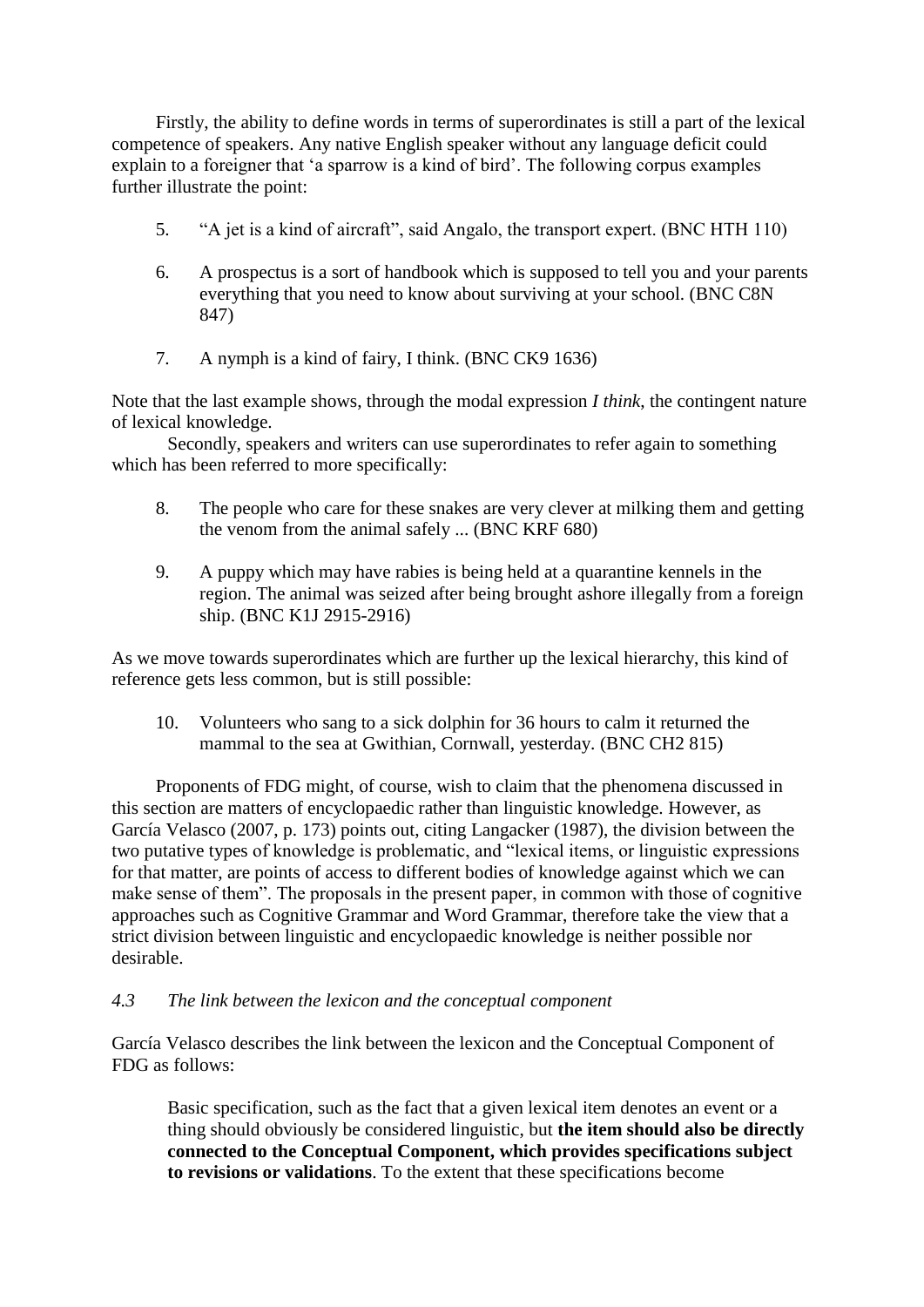Firstly, the ability to define words in terms of superordinates is still a part of the lexical competence of speakers. Any native English speaker without any language deficit could explain to a foreigner that 'a sparrow is a kind of bird'. The following corpus examples further illustrate the point:

5. "A jet is a kind of aircraft", said Angalo, the transport expert. (BNC HTH 110)

6. A prospectus is a sort of handbook which is supposed to tell you and your parents everything that you need to know about surviving at your school. (BNC C8N 847)

7. A nymph is a kind of fairy, I think. (BNC CK9 1636)

Note that the last example shows, through the modal expression *I think*, the contingent nature of lexical knowledge.

Secondly, speakers and writers can use superordinates to refer again to something which has been referred to more specifically:

8. The people who care for these snakes are very clever at milking them and getting the venom from the animal safely ... (BNC KRF 680)

9. A puppy which may have rabies is being held at a quarantine kennels in the region. The animal was seized after being brought ashore illegally from a foreign ship. (BNC K1J 2915-2916)

As we move towards superordinates which are further up the lexical hierarchy, this kind of reference gets less common, but is still possible:

10. Volunteers who sang to a sick dolphin for 36 hours to calm it returned the mammal to the sea at Gwithian, Cornwall, yesterday. (BNC CH2 815)

Proponents of FDG might, of course, wish to claim that the phenomena discussed in this section are matters of encyclopaedic rather than linguistic knowledge. However, as García Velasco (2007, p. 173) points out, citing Langacker (1987), the division between the two putative types of knowledge is problematic, and "lexical items, or linguistic expressions for that matter, are points of access to different bodies of knowledge against which we can make sense of them". The proposals in the present paper, in common with those of cognitive approaches such as Cognitive Grammar and Word Grammar, therefore take the view that a strict division between linguistic and encyclopaedic knowledge is neither possible nor desirable.

### *4.3 The link between the lexicon and the conceptual component*

García Velasco describes the link between the lexicon and the Conceptual Component of FDG as follows:

> Basic specification, such as the fact that a given lexical item denotes an event or a thing should obviously be considered linguistic, but **the item should also be directly connected to the Conceptual Component, which provides specifications subject to revisions or validations**. To the extent that these specifications become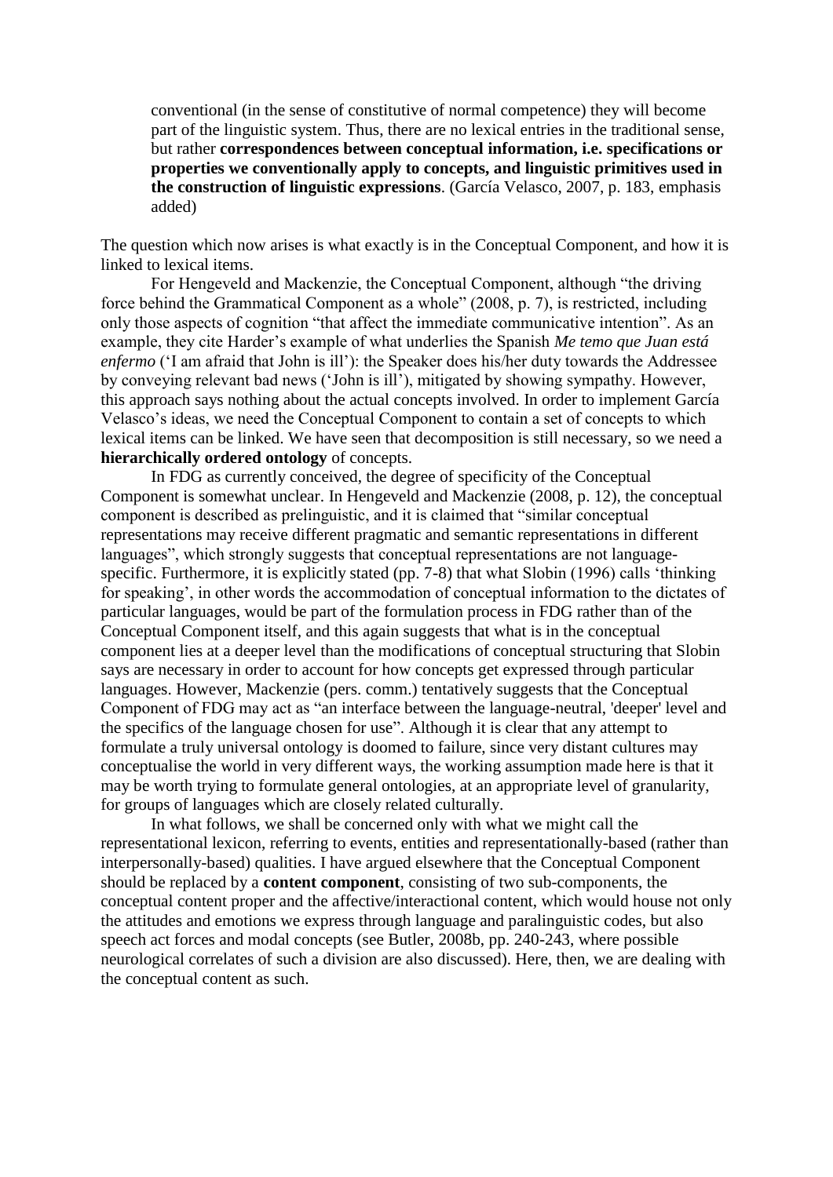> conventional (in the sense of constitutive of normal competence) they will become part of the linguistic system. Thus, there are no lexical entries in the traditional sense, but rather **correspondences between conceptual information, i.e. specifications or properties we conventionally apply to concepts, and linguistic primitives used in the construction of linguistic expressions**. (García Velasco, 2007, p. 183, emphasis added)

The question which now arises is what exactly is in the Conceptual Component, and how it is linked to lexical items.

For Hengeveld and Mackenzie, the Conceptual Component, although "the driving force behind the Grammatical Component as a whole" (2008, p. 7), is restricted, including only those aspects of cognition "that affect the immediate communicative intention". As an example, they cite Harder's example of what underlies the Spanish *Me temo que Juan está enfermo* ('I am afraid that John is ill'): the Speaker does his/her duty towards the Addressee by conveying relevant bad news ('John is ill'), mitigated by showing sympathy. However, this approach says nothing about the actual concepts involved. In order to implement García Velasco's ideas, we need the Conceptual Component to contain a set of concepts to which lexical items can be linked. We have seen that decomposition is still necessary, so we need a **hierarchically ordered ontology** of concepts.

In FDG as currently conceived, the degree of specificity of the Conceptual Component is somewhat unclear. In Hengeveld and Mackenzie (2008, p. 12), the conceptual component is described as prelinguistic, and it is claimed that "similar conceptual representations may receive different pragmatic and semantic representations in different languages", which strongly suggests that conceptual representations are not language-specific. Furthermore, it is explicitly stated (pp. 7-8) that what Slobin (1996) calls 'thinking for speaking', in other words the accommodation of conceptual information to the dictates of particular languages, would be part of the formulation process in FDG rather than of the Conceptual Component itself, and this again suggests that what is in the conceptual component lies at a deeper level than the modifications of conceptual structuring that Slobin says are necessary in order to account for how concepts get expressed through particular languages. However, Mackenzie (pers. comm.) tentatively suggests that the Conceptual Component of FDG may act as "an interface between the language-neutral, 'deeper' level and the specifics of the language chosen for use". Although it is clear that any attempt to formulate a truly universal ontology is doomed to failure, since very distant cultures may conceptualise the world in very different ways, the working assumption made here is that it may be worth trying to formulate general ontologies, at an appropriate level of granularity, for groups of languages which are closely related culturally.

In what follows, we shall be concerned only with what we might call the representational lexicon, referring to events, entities and representationally-based (rather than interpersonally-based) qualities. I have argued elsewhere that the Conceptual Component should be replaced by a **content component**, consisting of two sub-components, the conceptual content proper and the affective/interactional content, which would house not only the attitudes and emotions we express through language and paralinguistic codes, but also speech act forces and modal concepts (see Butler, 2008b, pp. 240-243, where possible neurological correlates of such a division are also discussed). Here, then, we are dealing with the conceptual content as such.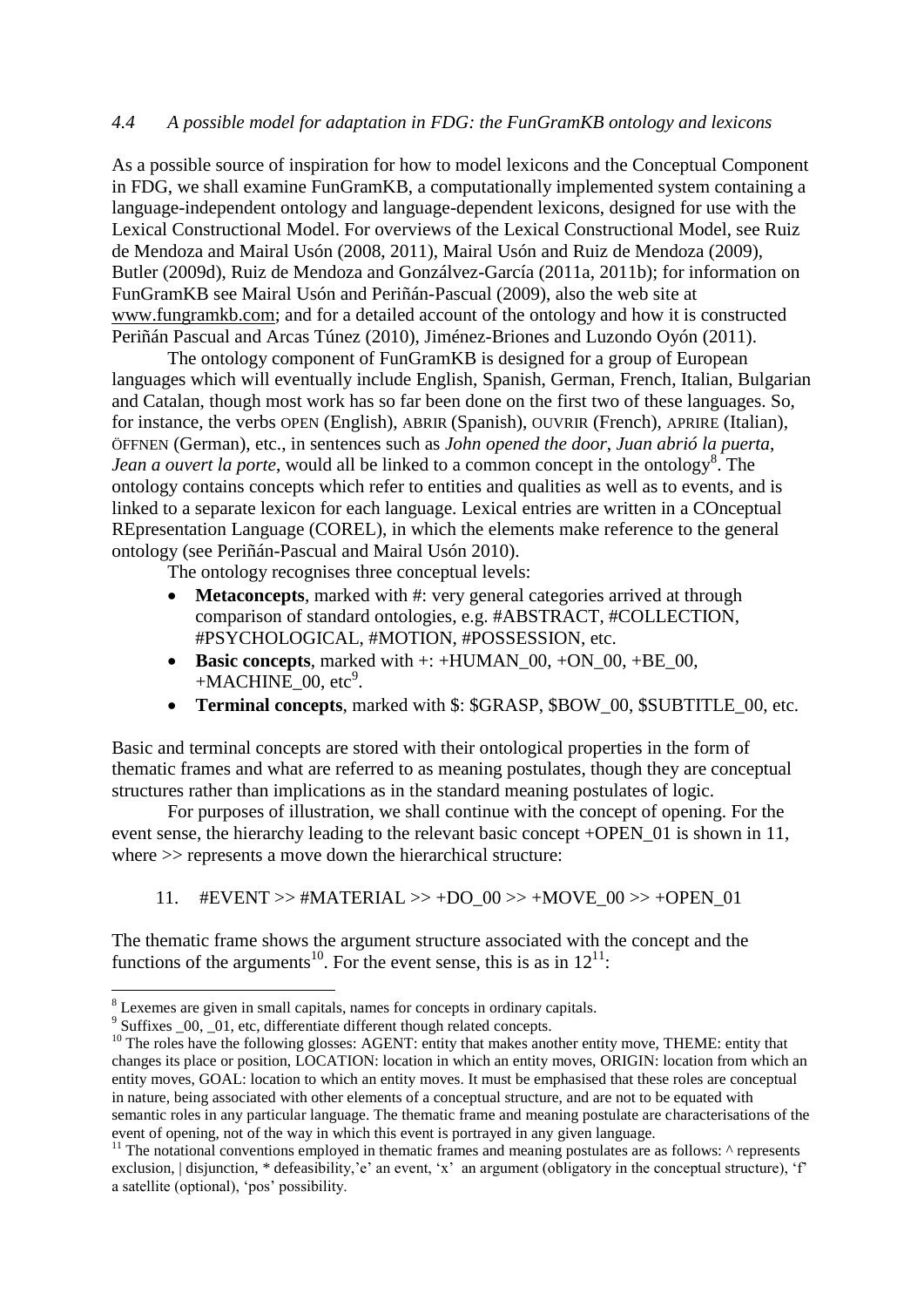### *4.4 A possible model for adaptation in FDG: the FunGramKB ontology and lexicons*

As a possible source of inspiration for how to model lexicons and the Conceptual Component in FDG, we shall examine FunGramKB, a computationally implemented system containing a language-independent ontology and language-dependent lexicons, designed for use with the Lexical Constructional Model. For overviews of the Lexical Constructional Model, see Ruiz de Mendoza and Mairal Usón (2008, 2011), Mairal Usón and Ruiz de Mendoza (2009), Butler (2009d), Ruiz de Mendoza and Gonzálvez-García (2011a, 2011b); for information on FunGramKB see Mairal Usón and Periñán-Pascual (2009), also the web site at www.fungramkb.com; and for a detailed account of the ontology and how it is constructed Periñán Pascual and Arcas Túnez (2010), Jiménez-Briones and Luzondo Oyón (2011).

The ontology component of FunGramKB is designed for a group of European languages which will eventually include English, Spanish, German, French, Italian, Bulgarian and Catalan, though most work has so far been done on the first two of these languages. So, for instance, the verbs OPEN (English), ABRIR (Spanish), OUVRIR (French), APRIRE (Italian), ÖFFNEN (German), etc., in sentences such as *John opened the door*, *Juan abrió la puerta*, *Jean a ouvert la porte*, would all be linked to a common concept in the ontology[8]. The ontology contains concepts which refer to entities and qualities as well as to events, and is linked to a separate lexicon for each language. Lexical entries are written in a COnceptual REpresentation Language (COREL), in which the elements make reference to the general ontology (see Periñán-Pascual and Mairal Usón 2010).

The ontology recognises three conceptual levels:

- **Metaconcepts**, marked with #: very general categories arrived at through comparison of standard ontologies, e.g. #ABSTRACT, #COLLECTION, #PSYCHOLOGICAL, #MOTION, #POSSESSION, etc.
- **Basic concepts**, marked with +: +HUMAN_00, +ON_00, +BE_00, +MACHINE_00, etc[9].
- **Terminal concepts**, marked with $: $GRASP, $BOW_00, $SUBTITLE_00, etc.

Basic and terminal concepts are stored with their ontological properties in the form of thematic frames and what are referred to as meaning postulates, though they are conceptual structures rather than implications as in the standard meaning postulates of logic.

For purposes of illustration, we shall continue with the concept of opening. For the event sense, the hierarchy leading to the relevant basic concept +OPEN_01 is shown in 11, where >> represents a move down the hierarchical structure:

11. #EVENT >> #MATERIAL >> +DO_00 >> +MOVE_00 >> +OPEN_01

The thematic frame shows the argument structure associated with the concept and the functions of the arguments[10]. For the event sense, this is as in 12[11]:

---

[8] Lexemes are given in small capitals, names for concepts in ordinary capitals.

[9] Suffixes _00, _01, etc, differentiate different though related concepts.

[10] The roles have the following glosses: AGENT: entity that makes another entity move, THEME: entity that changes its place or position, LOCATION: location in which an entity moves, ORIGIN: location from which an entity moves, GOAL: location to which an entity moves. It must be emphasised that these roles are conceptual in nature, being associated with other elements of a conceptual structure, and are not to be equated with semantic roles in any particular language. The thematic frame and meaning postulate are characterisations of the event of opening, not of the way in which this event is portrayed in any given language.

[11] The notational conventions employed in thematic frames and meaning postulates are as follows: ^ represents exclusion, | disjunction, * defeasibility,'e' an event, 'x' an argument (obligatory in the conceptual structure), 'f' a satellite (optional), 'pos' possibility.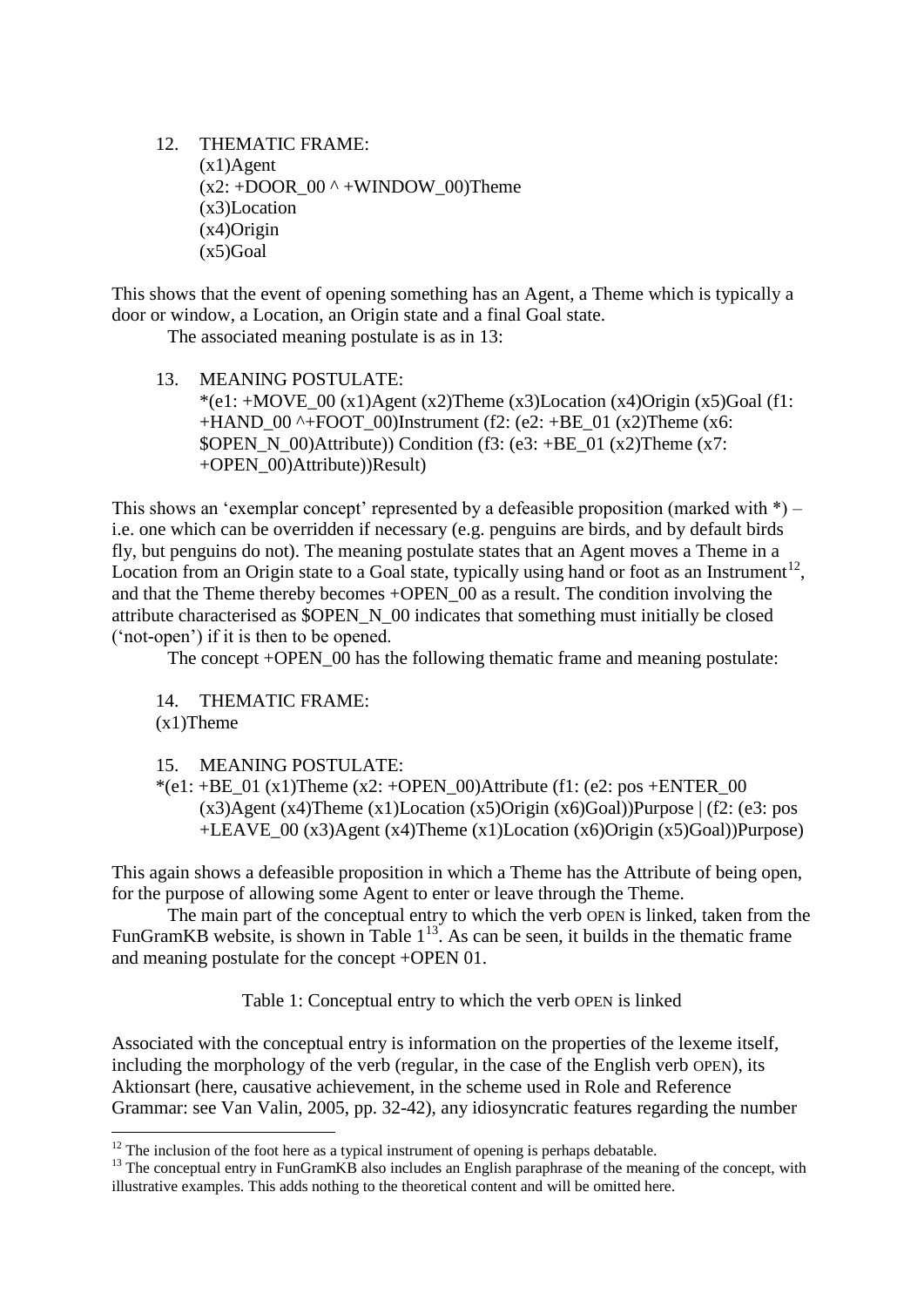12. THEMATIC FRAME:
    (x1)Agent
    (x2: +DOOR_00 ^ +WINDOW_00)Theme
    (x3)Location
    (x4)Origin
    (x5)Goal

This shows that the event of opening something has an Agent, a Theme which is typically a door or window, a Location, an Origin state and a final Goal state.

The associated meaning postulate is as in 13:

13. MEANING POSTULATE:
    *(e1: +MOVE_00 (x1)Agent (x2)Theme (x3)Location (x4)Origin (x5)Goal (f1: +HAND_00 ^+FOOT_00)Instrument (f2: (e2: +BE_01 (x2)Theme (x6: $OPEN_N_00)Attribute)) Condition (f3: (e3: +BE_01 (x2)Theme (x7: +OPEN_00)Attribute))Result)

This shows an 'exemplar concept' represented by a defeasible proposition (marked with *) – i.e. one which can be overridden if necessary (e.g. penguins are birds, and by default birds fly, but penguins do not). The meaning postulate states that an Agent moves a Theme in a Location from an Origin state to a Goal state, typically using hand or foot as an Instrument[12], and that the Theme thereby becomes +OPEN_00 as a result. The condition involving the attribute characterised as $OPEN_N_00 indicates that something must initially be closed ('not-open') if it is then to be opened.

The concept +OPEN_00 has the following thematic frame and meaning postulate:

14. THEMATIC FRAME:
    (x1)Theme

15. MEANING POSTULATE:
    *(e1: +BE_01 (x1)Theme (x2: +OPEN_00)Attribute (f1: (e2: pos +ENTER_00 (x3)Agent (x4)Theme (x1)Location (x5)Origin (x6)Goal))Purpose | (f2: (e3: pos +LEAVE_00 (x3)Agent (x4)Theme (x1)Location (x6)Origin (x5)Goal))Purpose)

This again shows a defeasible proposition in which a Theme has the Attribute of being open, for the purpose of allowing some Agent to enter or leave through the Theme.

The main part of the conceptual entry to which the verb OPEN is linked, taken from the FunGramKB website, is shown in Table 1[13]. As can be seen, it builds in the thematic frame and meaning postulate for the concept +OPEN 01.

Table 1: Conceptual entry to which the verb OPEN is linked

Associated with the conceptual entry is information on the properties of the lexeme itself, including the morphology of the verb (regular, in the case of the English verb OPEN), its Aktionsart (here, causative achievement, in the scheme used in Role and Reference Grammar: see Van Valin, 2005, pp. 32-42), any idiosyncratic features regarding the number

---

[12] The inclusion of the foot here as a typical instrument of opening is perhaps debatable.

[13] The conceptual entry in FunGramKB also includes an English paraphrase of the meaning of the concept, with illustrative examples. This adds nothing to the theoretical content and will be omitted here.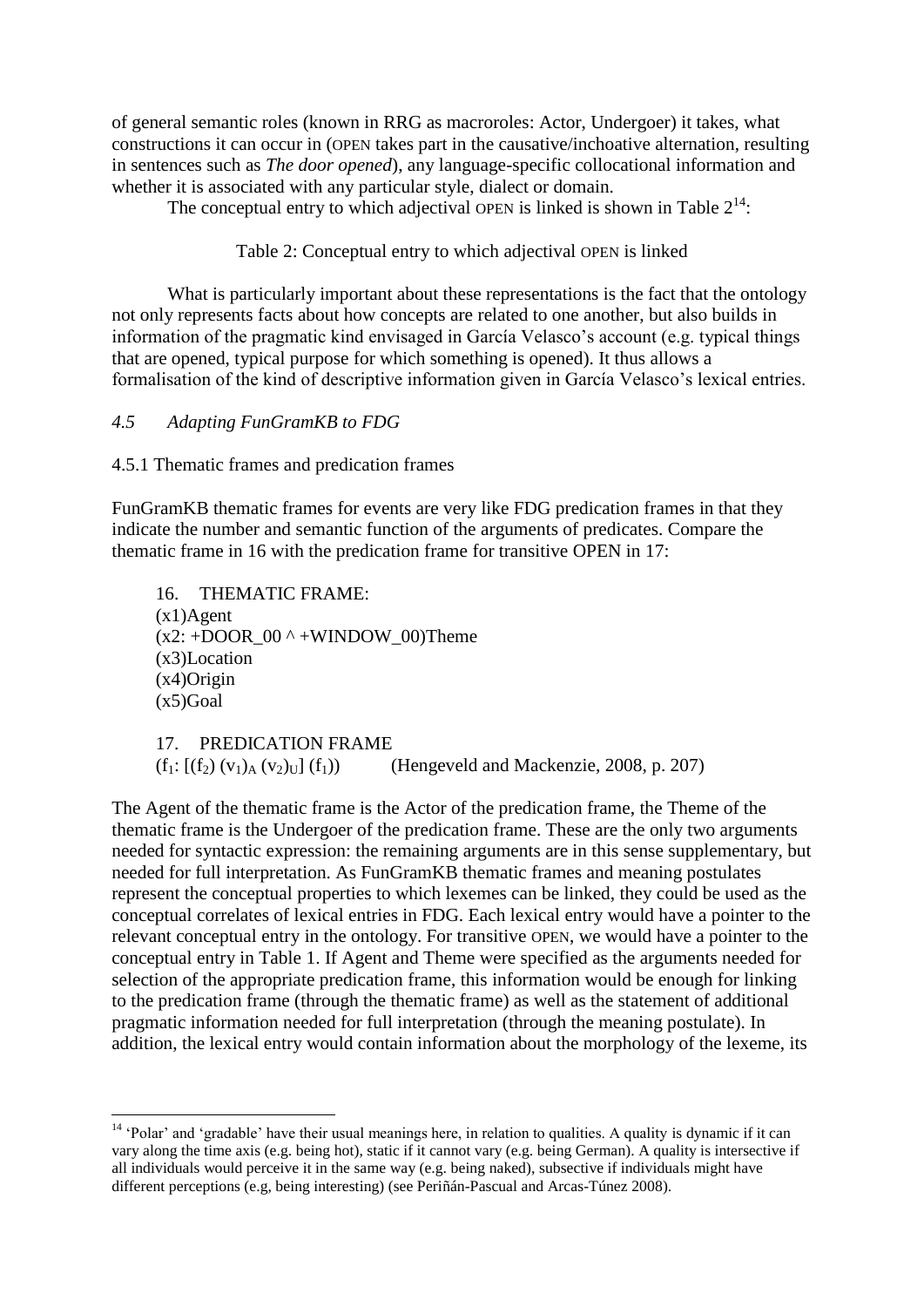of general semantic roles (known in RRG as macroroles: Actor, Undergoer) it takes, what constructions it can occur in (OPEN takes part in the causative/inchoative alternation, resulting in sentences such as *The door opened*), any language-specific collocational information and whether it is associated with any particular style, dialect or domain.

The conceptual entry to which adjectival OPEN is linked is shown in Table 2[14]:

Table 2: Conceptual entry to which adjectival OPEN is linked

What is particularly important about these representations is the fact that the ontology not only represents facts about how concepts are related to one another, but also builds in information of the pragmatic kind envisaged in García Velasco's account (e.g. typical things that are opened, typical purpose for which something is opened). It thus allows a formalisation of the kind of descriptive information given in García Velasco's lexical entries.

### *4.5 Adapting FunGramKB to FDG*

#### 4.5.1 Thematic frames and predication frames

FunGramKB thematic frames for events are very like FDG predication frames in that they indicate the number and semantic function of the arguments of predicates. Compare the thematic frame in 16 with the predication frame for transitive OPEN in 17:

16. THEMATIC FRAME:
(x1)Agent
(x2: +DOOR_00 ^ +WINDOW_00)Theme
(x3)Location
(x4)Origin
(x5)Goal

17. PREDICATION FRAME
$(f_1: [(f_2)\ (v_1)_A\ (v_2)_U]\ (f_1))$ (Hengeveld and Mackenzie, 2008, p. 207)

The Agent of the thematic frame is the Actor of the predication frame, the Theme of the thematic frame is the Undergoer of the predication frame. These are the only two arguments needed for syntactic expression: the remaining arguments are in this sense supplementary, but needed for full interpretation. As FunGramKB thematic frames and meaning postulates represent the conceptual properties to which lexemes can be linked, they could be used as the conceptual correlates of lexical entries in FDG. Each lexical entry would have a pointer to the relevant conceptual entry in the ontology. For transitive OPEN, we would have a pointer to the conceptual entry in Table 1. If Agent and Theme were specified as the arguments needed for selection of the appropriate predication frame, this information would be enough for linking to the predication frame (through the thematic frame) as well as the statement of additional pragmatic information needed for full interpretation (through the meaning postulate). In addition, the lexical entry would contain information about the morphology of the lexeme, its

---

[14] 'Polar' and 'gradable' have their usual meanings here, in relation to qualities. A quality is dynamic if it can vary along the time axis (e.g. being hot), static if it cannot vary (e.g. being German). A quality is intersective if all individuals would perceive it in the same way (e.g. being naked), subsective if individuals might have different perceptions (e.g, being interesting) (see Periñán-Pascual and Arcas-Túnez 2008).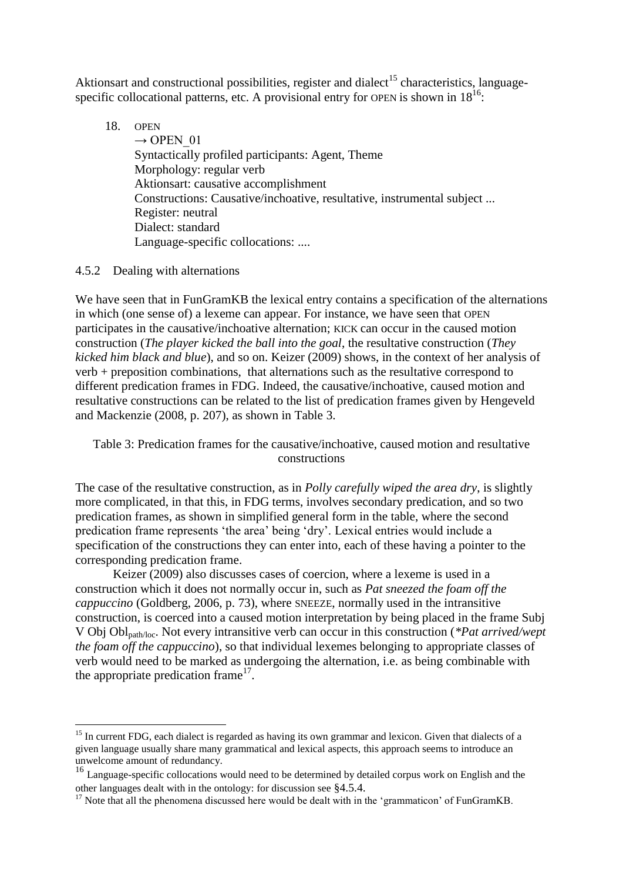Aktionsart and constructional possibilities, register and dialect[15] characteristics, language-specific collocational patterns, etc. A provisional entry for OPEN is shown in 18[16]:

18. OPEN
    → OPEN_01
    Syntactically profiled participants: Agent, Theme
    Morphology: regular verb
    Aktionsart: causative accomplishment
    Constructions: Causative/inchoative, resultative, instrumental subject ...
    Register: neutral
    Dialect: standard
    Language-specific collocations: ....

### 4.5.2 Dealing with alternations

We have seen that in FunGramKB the lexical entry contains a specification of the alternations in which (one sense of) a lexeme can appear. For instance, we have seen that OPEN participates in the causative/inchoative alternation; KICK can occur in the caused motion construction (*The player kicked the ball into the goal*, the resultative construction (*They kicked him black and blue*), and so on. Keizer (2009) shows, in the context of her analysis of verb + preposition combinations, that alternations such as the resultative correspond to different predication frames in FDG. Indeed, the causative/inchoative, caused motion and resultative constructions can be related to the list of predication frames given by Hengeveld and Mackenzie (2008, p. 207), as shown in Table 3.

Table 3: Predication frames for the causative/inchoative, caused motion and resultative constructions

The case of the resultative construction, as in *Polly carefully wiped the area dry*, is slightly more complicated, in that this, in FDG terms, involves secondary predication, and so two predication frames, as shown in simplified general form in the table, where the second predication frame represents 'the area' being 'dry'. Lexical entries would include a specification of the constructions they can enter into, each of these having a pointer to the corresponding predication frame.

Keizer (2009) also discusses cases of coercion, where a lexeme is used in a construction which it does not normally occur in, such as *Pat sneezed the foam off the cappuccino* (Goldberg, 2006, p. 73), where SNEEZE, normally used in the intransitive construction, is coerced into a caused motion interpretation by being placed in the frame Subj V Obj $Obl_{path/loc}$. Not every intransitive verb can occur in this construction (*\*Pat arrived/wept the foam off the cappuccino*), so that individual lexemes belonging to appropriate classes of verb would need to be marked as undergoing the alternation, i.e. as being combinable with the appropriate predication frame[17].

---

[15] In current FDG, each dialect is regarded as having its own grammar and lexicon. Given that dialects of a given language usually share many grammatical and lexical aspects, this approach seems to introduce an unwelcome amount of redundancy.

[16] Language-specific collocations would need to be determined by detailed corpus work on English and the other languages dealt with in the ontology: for discussion see §4.5.4.

[17] Note that all the phenomena discussed here would be dealt with in the 'grammaticon' of FunGramKB.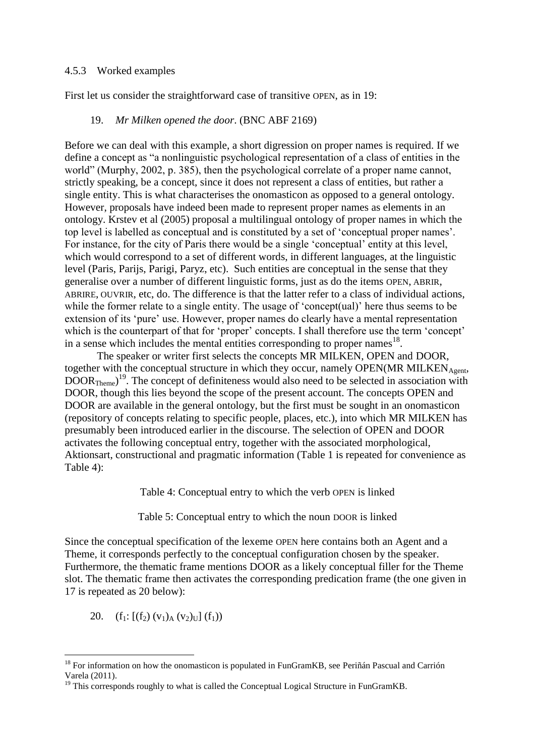### 4.5.3 Worked examples

First let us consider the straightforward case of transitive OPEN, as in 19:

19. *Mr Milken opened the door*. (BNC ABF 2169)

Before we can deal with this example, a short digression on proper names is required. If we define a concept as "a nonlinguistic psychological representation of a class of entities in the world" (Murphy, 2002, p. 385), then the psychological correlate of a proper name cannot, strictly speaking, be a concept, since it does not represent a class of entities, but rather a single entity. This is what characterises the onomasticon as opposed to a general ontology. However, proposals have indeed been made to represent proper names as elements in an ontology. Krstev et al (2005) proposal a multilingual ontology of proper names in which the top level is labelled as conceptual and is constituted by a set of 'conceptual proper names'. For instance, for the city of Paris there would be a single 'conceptual' entity at this level, which would correspond to a set of different words, in different languages, at the linguistic level (Paris, Parijs, Parigi, Paryz, etc). Such entities are conceptual in the sense that they generalise over a number of different linguistic forms, just as do the items OPEN, ABRIR, ABRIRE, OUVRIR, etc, do. The difference is that the latter refer to a class of individual actions, while the former relate to a single entity. The usage of 'concept(ual)' here thus seems to be extension of its 'pure' use. However, proper names do clearly have a mental representation which is the counterpart of that for 'proper' concepts. I shall therefore use the term 'concept' in a sense which includes the mental entities corresponding to proper names[18].

The speaker or writer first selects the concepts MR MILKEN, OPEN and DOOR, together with the conceptual structure in which they occur, namely OPEN(MR MILKEN$_{Agent}$, DOOR$_{Theme}$)[19]. The concept of definiteness would also need to be selected in association with DOOR, though this lies beyond the scope of the present account. The concepts OPEN and DOOR are available in the general ontology, but the first must be sought in an onomasticon (repository of concepts relating to specific people, places, etc.), into which MR MILKEN has presumably been introduced earlier in the discourse. The selection of OPEN and DOOR activates the following conceptual entry, together with the associated morphological, Aktionsart, constructional and pragmatic information (Table 1 is repeated for convenience as Table 4):

Table 4: Conceptual entry to which the verb OPEN is linked

Table 5: Conceptual entry to which the noun DOOR is linked

Since the conceptual specification of the lexeme OPEN here contains both an Agent and a Theme, it corresponds perfectly to the conceptual configuration chosen by the speaker. Furthermore, the thematic frame mentions DOOR as a likely conceptual filler for the Theme slot. The thematic frame then activates the corresponding predication frame (the one given in 17 is repeated as 20 below):

20. $(f_1: [(f_2)\ (v_1)_A\ (v_2)_U]\ (f_1))$

---

[18] For information on how the onomasticon is populated in FunGramKB, see Periñán Pascual and Carrión Varela (2011).

[19] This corresponds roughly to what is called the Conceptual Logical Structure in FunGramKB.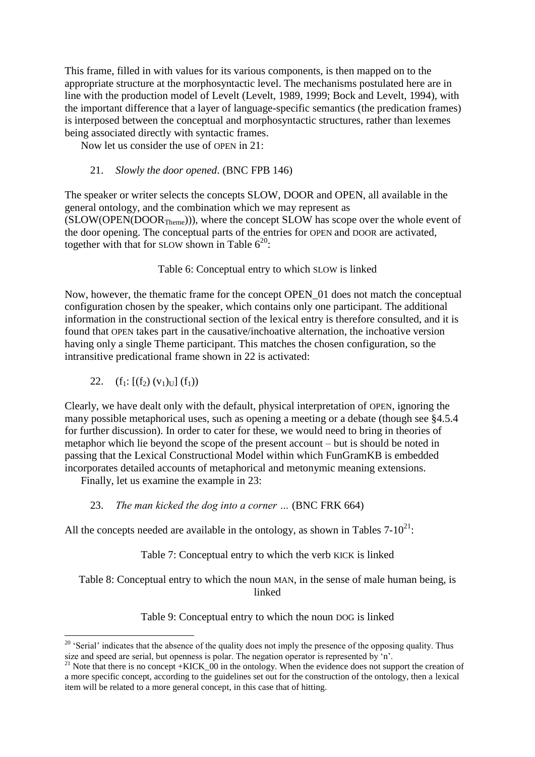This frame, filled in with values for its various components, is then mapped on to the appropriate structure at the morphosyntactic level. The mechanisms postulated here are in line with the production model of Levelt (Levelt, 1989, 1999; Bock and Levelt, 1994), with the important difference that a layer of language-specific semantics (the predication frames) is interposed between the conceptual and morphosyntactic structures, rather than lexemes being associated directly with syntactic frames.

Now let us consider the use of OPEN in 21:

21. *Slowly the door opened*. (BNC FPB 146)

The speaker or writer selects the concepts SLOW, DOOR and OPEN, all available in the general ontology, and the combination which we may represent as (SLOW(OPEN($DOOR_{Theme}$))), where the concept SLOW has scope over the whole event of the door opening. The conceptual parts of the entries for OPEN and DOOR are activated, together with that for SLOW shown in Table 6[20]:

Table 6: Conceptual entry to which SLOW is linked

Now, however, the thematic frame for the concept OPEN_01 does not match the conceptual configuration chosen by the speaker, which contains only one participant. The additional information in the constructional section of the lexical entry is therefore consulted, and it is found that OPEN takes part in the causative/inchoative alternation, the inchoative version having only a single Theme participant. This matches the chosen configuration, so the intransitive predicational frame shown in 22 is activated:

22. $(f_1\text{: } [(f_2)\ (v_1)_U]\ (f_1))$

Clearly, we have dealt only with the default, physical interpretation of OPEN, ignoring the many possible metaphorical uses, such as opening a meeting or a debate (though see §4.5.4 for further discussion). In order to cater for these, we would need to bring in theories of metaphor which lie beyond the scope of the present account – but is should be noted in passing that the Lexical Constructional Model within which FunGramKB is embedded incorporates detailed accounts of metaphorical and metonymic meaning extensions.

Finally, let us examine the example in 23:

23. *The man kicked the dog into a corner …* (BNC FRK 664)

All the concepts needed are available in the ontology, as shown in Tables 7-10[21]:

Table 7: Conceptual entry to which the verb KICK is linked

Table 8: Conceptual entry to which the noun MAN, in the sense of male human being, is linked

Table 9: Conceptual entry to which the noun DOG is linked

---

[20] 'Serial' indicates that the absence of the quality does not imply the presence of the opposing quality. Thus size and speed are serial, but openness is polar. The negation operator is represented by 'n'.

[21] Note that there is no concept +KICK_00 in the ontology. When the evidence does not support the creation of a more specific concept, according to the guidelines set out for the construction of the ontology, then a lexical item will be related to a more general concept, in this case that of hitting.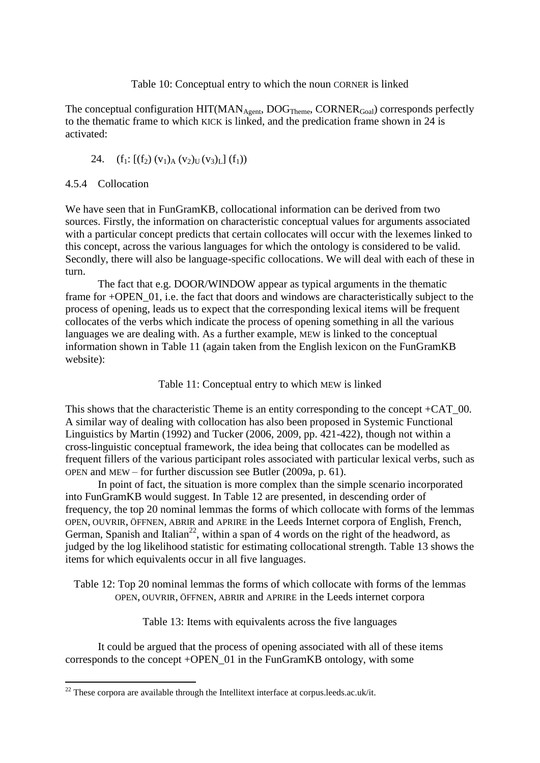Table 10: Conceptual entry to which the noun CORNER is linked

The conceptual configuration HIT(MAN$_{Agent}$, DOG$_{Theme}$, CORNER$_{Goal}$) corresponds perfectly to the thematic frame to which KICK is linked, and the predication frame shown in 24 is activated:

24. $(f_1: [(f_2)\ (v_1)_A\ (v_2)_U\ (v_3)_L]\ (f_1))$

### 4.5.4 Collocation

We have seen that in FunGramKB, collocational information can be derived from two sources. Firstly, the information on characteristic conceptual values for arguments associated with a particular concept predicts that certain collocates will occur with the lexemes linked to this concept, across the various languages for which the ontology is considered to be valid. Secondly, there will also be language-specific collocations. We will deal with each of these in turn.

The fact that e.g. DOOR/WINDOW appear as typical arguments in the thematic frame for +OPEN_01, i.e. the fact that doors and windows are characteristically subject to the process of opening, leads us to expect that the corresponding lexical items will be frequent collocates of the verbs which indicate the process of opening something in all the various languages we are dealing with. As a further example, MEW is linked to the conceptual information shown in Table 11 (again taken from the English lexicon on the FunGramKB website):

Table 11: Conceptual entry to which MEW is linked

This shows that the characteristic Theme is an entity corresponding to the concept +CAT_00. A similar way of dealing with collocation has also been proposed in Systemic Functional Linguistics by Martin (1992) and Tucker (2006, 2009, pp. 421-422), though not within a cross-linguistic conceptual framework, the idea being that collocates can be modelled as frequent fillers of the various participant roles associated with particular lexical verbs, such as OPEN and MEW – for further discussion see Butler (2009a, p. 61).

In point of fact, the situation is more complex than the simple scenario incorporated into FunGramKB would suggest. In Table 12 are presented, in descending order of frequency, the top 20 nominal lemmas the forms of which collocate with forms of the lemmas OPEN, OUVRIR, ÖFFNEN, ABRIR and APRIRE in the Leeds Internet corpora of English, French, German, Spanish and Italian[22], within a span of 4 words on the right of the headword, as judged by the log likelihood statistic for estimating collocational strength. Table 13 shows the items for which equivalents occur in all five languages.

Table 12: Top 20 nominal lemmas the forms of which collocate with forms of the lemmas OPEN, OUVRIR, ÖFFNEN, ABRIR and APRIRE in the Leeds internet corpora

Table 13: Items with equivalents across the five languages

It could be argued that the process of opening associated with all of these items corresponds to the concept +OPEN_01 in the FunGramKB ontology, with some

[22] These corpora are available through the Intellitext interface at corpus.leeds.ac.uk/it.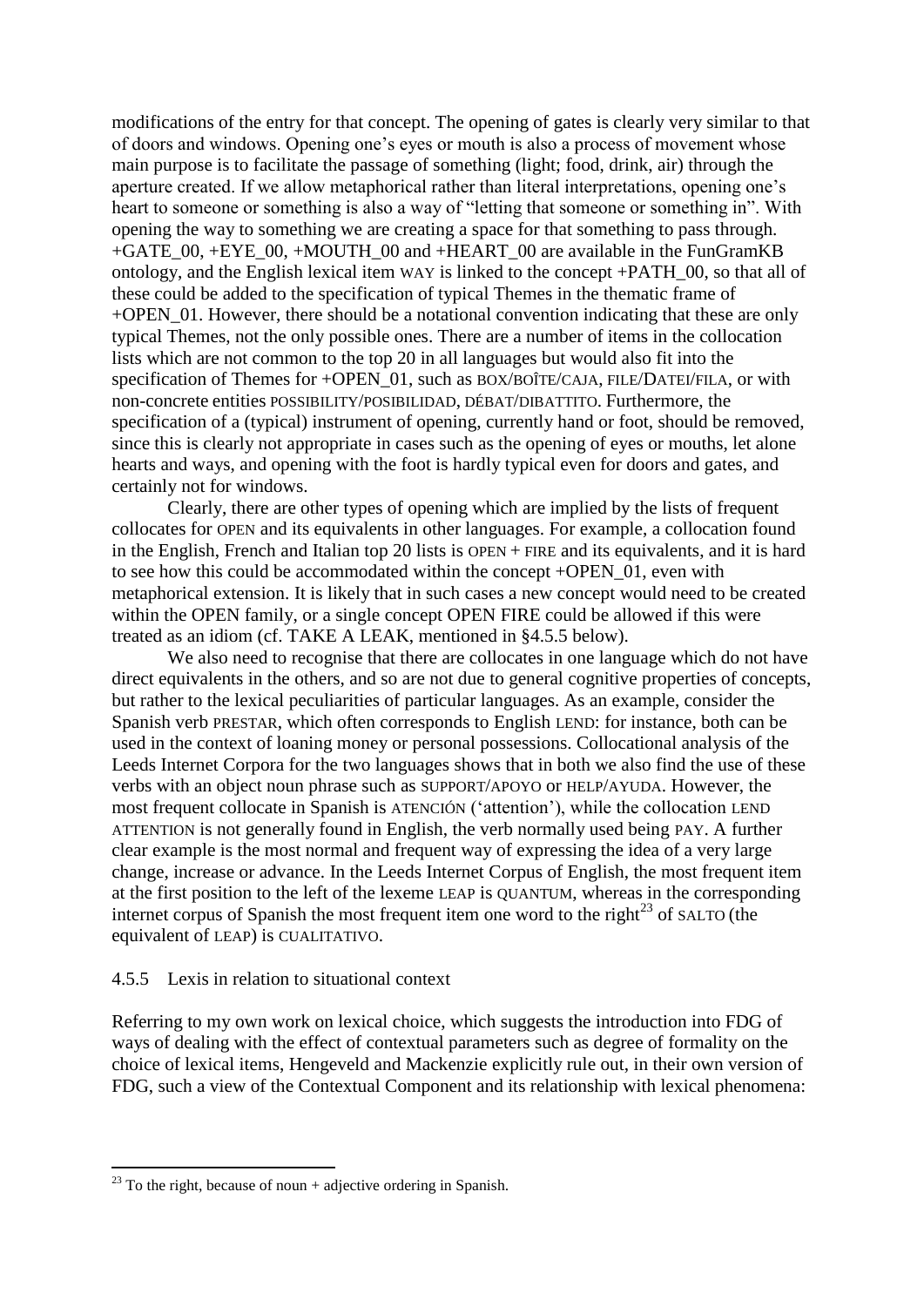modifications of the entry for that concept. The opening of gates is clearly very similar to that of doors and windows. Opening one's eyes or mouth is also a process of movement whose main purpose is to facilitate the passage of something (light; food, drink, air) through the aperture created. If we allow metaphorical rather than literal interpretations, opening one's heart to someone or something is also a way of "letting that someone or something in". With opening the way to something we are creating a space for that something to pass through. +GATE_00, +EYE_00, +MOUTH_00 and +HEART_00 are available in the FunGramKB ontology, and the English lexical item WAY is linked to the concept +PATH_00, so that all of these could be added to the specification of typical Themes in the thematic frame of +OPEN_01. However, there should be a notational convention indicating that these are only typical Themes, not the only possible ones. There are a number of items in the collocation lists which are not common to the top 20 in all languages but would also fit into the specification of Themes for +OPEN_01, such as BOX/BOÎTE/CAJA, FILE/DATEI/FILA, or with non-concrete entities POSSIBILITY/POSIBILIDAD, DÉBAT/DIBATTITO. Furthermore, the specification of a (typical) instrument of opening, currently hand or foot, should be removed, since this is clearly not appropriate in cases such as the opening of eyes or mouths, let alone hearts and ways, and opening with the foot is hardly typical even for doors and gates, and certainly not for windows.

Clearly, there are other types of opening which are implied by the lists of frequent collocates for OPEN and its equivalents in other languages. For example, a collocation found in the English, French and Italian top 20 lists is OPEN + FIRE and its equivalents, and it is hard to see how this could be accommodated within the concept +OPEN_01, even with metaphorical extension. It is likely that in such cases a new concept would need to be created within the OPEN family, or a single concept OPEN FIRE could be allowed if this were treated as an idiom (cf. TAKE A LEAK, mentioned in §4.5.5 below).

We also need to recognise that there are collocates in one language which do not have direct equivalents in the others, and so are not due to general cognitive properties of concepts, but rather to the lexical peculiarities of particular languages. As an example, consider the Spanish verb PRESTAR, which often corresponds to English LEND: for instance, both can be used in the context of loaning money or personal possessions. Collocational analysis of the Leeds Internet Corpora for the two languages shows that in both we also find the use of these verbs with an object noun phrase such as SUPPORT/APOYO or HELP/AYUDA. However, the most frequent collocate in Spanish is ATENCIÓN ('attention'), while the collocation LEND ATTENTION is not generally found in English, the verb normally used being PAY. A further clear example is the most normal and frequent way of expressing the idea of a very large change, increase or advance. In the Leeds Internet Corpus of English, the most frequent item at the first position to the left of the lexeme LEAP is QUANTUM, whereas in the corresponding internet corpus of Spanish the most frequent item one word to the right[23] of SALTO (the equivalent of LEAP) is CUALITATIVO.

### 4.5.5 Lexis in relation to situational context

Referring to my own work on lexical choice, which suggests the introduction into FDG of ways of dealing with the effect of contextual parameters such as degree of formality on the choice of lexical items, Hengeveld and Mackenzie explicitly rule out, in their own version of FDG, such a view of the Contextual Component and its relationship with lexical phenomena:

[23] To the right, because of noun + adjective ordering in Spanish.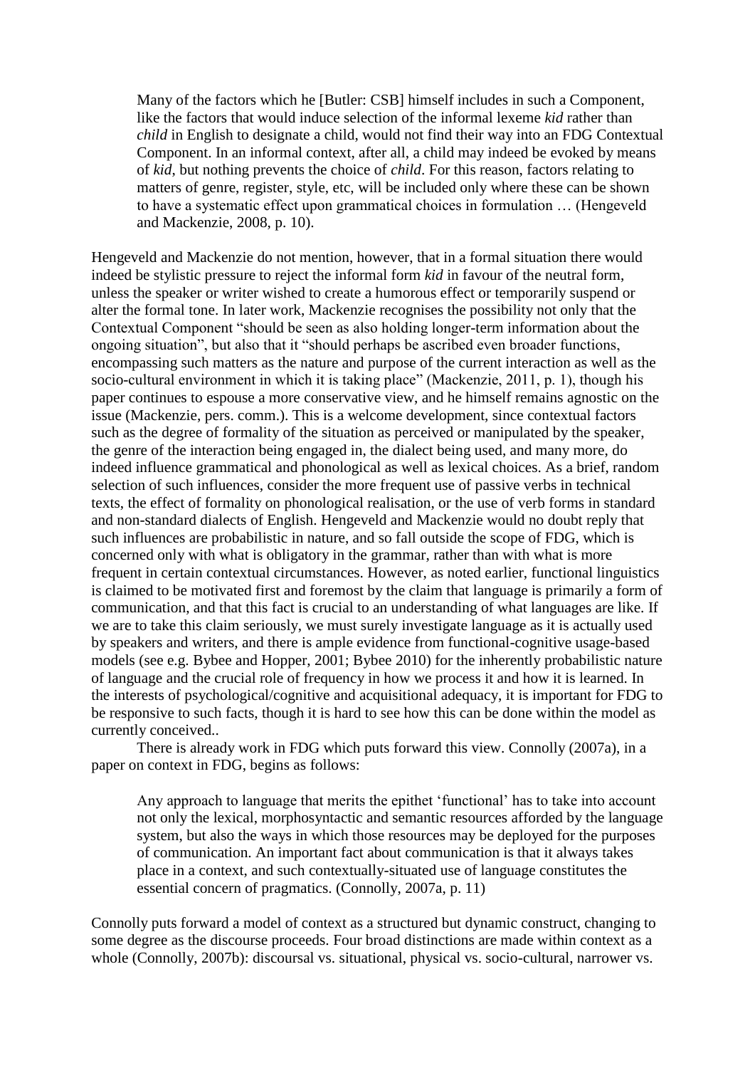> Many of the factors which he [Butler: CSB] himself includes in such a Component, like the factors that would induce selection of the informal lexeme *kid* rather than *child* in English to designate a child, would not find their way into an FDG Contextual Component. In an informal context, after all, a child may indeed be evoked by means of *kid*, but nothing prevents the choice of *child*. For this reason, factors relating to matters of genre, register, style, etc, will be included only where these can be shown to have a systematic effect upon grammatical choices in formulation … (Hengeveld and Mackenzie, 2008, p. 10).

Hengeveld and Mackenzie do not mention, however, that in a formal situation there would indeed be stylistic pressure to reject the informal form *kid* in favour of the neutral form, unless the speaker or writer wished to create a humorous effect or temporarily suspend or alter the formal tone. In later work, Mackenzie recognises the possibility not only that the Contextual Component "should be seen as also holding longer-term information about the ongoing situation", but also that it "should perhaps be ascribed even broader functions, encompassing such matters as the nature and purpose of the current interaction as well as the socio-cultural environment in which it is taking place" (Mackenzie, 2011, p. 1), though his paper continues to espouse a more conservative view, and he himself remains agnostic on the issue (Mackenzie, pers. comm.). This is a welcome development, since contextual factors such as the degree of formality of the situation as perceived or manipulated by the speaker, the genre of the interaction being engaged in, the dialect being used, and many more, do indeed influence grammatical and phonological as well as lexical choices. As a brief, random selection of such influences, consider the more frequent use of passive verbs in technical texts, the effect of formality on phonological realisation, or the use of verb forms in standard and non-standard dialects of English. Hengeveld and Mackenzie would no doubt reply that such influences are probabilistic in nature, and so fall outside the scope of FDG, which is concerned only with what is obligatory in the grammar, rather than with what is more frequent in certain contextual circumstances. However, as noted earlier, functional linguistics is claimed to be motivated first and foremost by the claim that language is primarily a form of communication, and that this fact is crucial to an understanding of what languages are like. If we are to take this claim seriously, we must surely investigate language as it is actually used by speakers and writers, and there is ample evidence from functional-cognitive usage-based models (see e.g. Bybee and Hopper, 2001; Bybee 2010) for the inherently probabilistic nature of language and the crucial role of frequency in how we process it and how it is learned. In the interests of psychological/cognitive and acquisitional adequacy, it is important for FDG to be responsive to such facts, though it is hard to see how this can be done within the model as currently conceived..

There is already work in FDG which puts forward this view. Connolly (2007a), in a paper on context in FDG, begins as follows:

> Any approach to language that merits the epithet 'functional' has to take into account not only the lexical, morphosyntactic and semantic resources afforded by the language system, but also the ways in which those resources may be deployed for the purposes of communication. An important fact about communication is that it always takes place in a context, and such contextually-situated use of language constitutes the essential concern of pragmatics. (Connolly, 2007a, p. 11)

Connolly puts forward a model of context as a structured but dynamic construct, changing to some degree as the discourse proceeds. Four broad distinctions are made within context as a whole (Connolly, 2007b): discoursal vs. situational, physical vs. socio-cultural, narrower vs.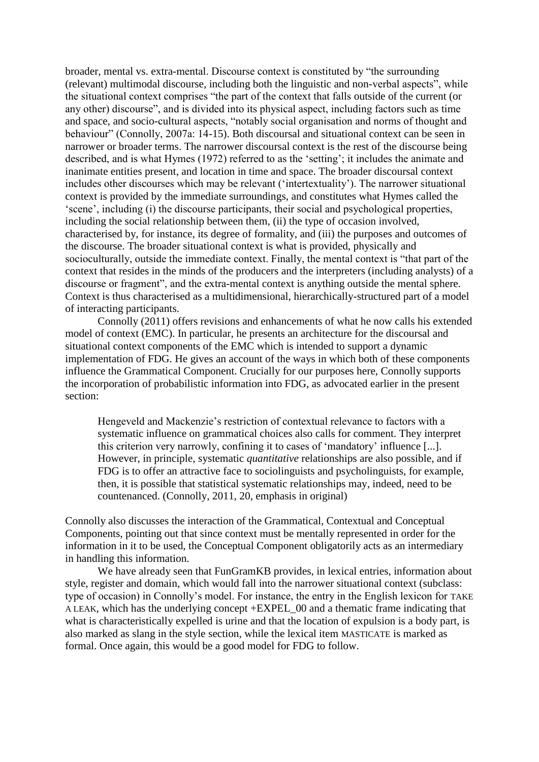broader, mental vs. extra-mental. Discourse context is constituted by "the surrounding (relevant) multimodal discourse, including both the linguistic and non-verbal aspects", while the situational context comprises "the part of the context that falls outside of the current (or any other) discourse", and is divided into its physical aspect, including factors such as time and space, and socio-cultural aspects, "notably social organisation and norms of thought and behaviour" (Connolly, 2007a: 14-15). Both discoursal and situational context can be seen in narrower or broader terms. The narrower discoursal context is the rest of the discourse being described, and is what Hymes (1972) referred to as the 'setting'; it includes the animate and inanimate entities present, and location in time and space. The broader discoursal context includes other discourses which may be relevant ('intertextuality'). The narrower situational context is provided by the immediate surroundings, and constitutes what Hymes called the 'scene', including (i) the discourse participants, their social and psychological properties, including the social relationship between them, (ii) the type of occasion involved, characterised by, for instance, its degree of formality, and (iii) the purposes and outcomes of the discourse. The broader situational context is what is provided, physically and socioculturally, outside the immediate context. Finally, the mental context is "that part of the context that resides in the minds of the producers and the interpreters (including analysts) of a discourse or fragment", and the extra-mental context is anything outside the mental sphere. Context is thus characterised as a multidimensional, hierarchically-structured part of a model of interacting participants.

Connolly (2011) offers revisions and enhancements of what he now calls his extended model of context (EMC). In particular, he presents an architecture for the discoursal and situational context components of the EMC which is intended to support a dynamic implementation of FDG. He gives an account of the ways in which both of these components influence the Grammatical Component. Crucially for our purposes here, Connolly supports the incorporation of probabilistic information into FDG, as advocated earlier in the present section:

> Hengeveld and Mackenzie's restriction of contextual relevance to factors with a systematic influence on grammatical choices also calls for comment. They interpret this criterion very narrowly, confining it to cases of 'mandatory' influence [...]. However, in principle, systematic *quantitative* relationships are also possible, and if FDG is to offer an attractive face to sociolinguists and psycholinguists, for example, then, it is possible that statistical systematic relationships may, indeed, need to be countenanced. (Connolly, 2011, 20, emphasis in original)

Connolly also discusses the interaction of the Grammatical, Contextual and Conceptual Components, pointing out that since context must be mentally represented in order for the information in it to be used, the Conceptual Component obligatorily acts as an intermediary in handling this information.

We have already seen that FunGramKB provides, in lexical entries, information about style, register and domain, which would fall into the narrower situational context (subclass: type of occasion) in Connolly's model. For instance, the entry in the English lexicon for TAKE A LEAK, which has the underlying concept +EXPEL_00 and a thematic frame indicating that what is characteristically expelled is urine and that the location of expulsion is a body part, is also marked as slang in the style section, while the lexical item MASTICATE is marked as formal. Once again, this would be a good model for FDG to follow.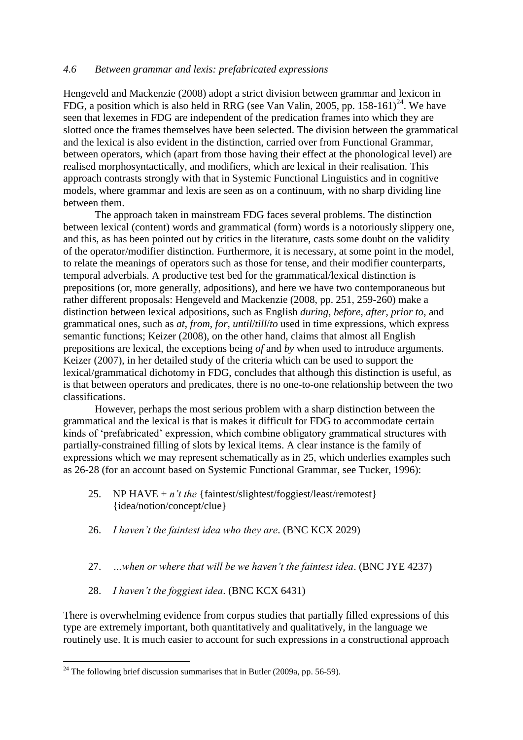### *4.6 Between grammar and lexis: prefabricated expressions*

Hengeveld and Mackenzie (2008) adopt a strict division between grammar and lexicon in FDG, a position which is also held in RRG (see Van Valin, 2005, pp. 158-161)[24]. We have seen that lexemes in FDG are independent of the predication frames into which they are slotted once the frames themselves have been selected. The division between the grammatical and the lexical is also evident in the distinction, carried over from Functional Grammar, between operators, which (apart from those having their effect at the phonological level) are realised morphosyntactically, and modifiers, which are lexical in their realisation. This approach contrasts strongly with that in Systemic Functional Linguistics and in cognitive models, where grammar and lexis are seen as on a continuum, with no sharp dividing line between them.

The approach taken in mainstream FDG faces several problems. The distinction between lexical (content) words and grammatical (form) words is a notoriously slippery one, and this, as has been pointed out by critics in the literature, casts some doubt on the validity of the operator/modifier distinction. Furthermore, it is necessary, at some point in the model, to relate the meanings of operators such as those for tense, and their modifier counterparts, temporal adverbials. A productive test bed for the grammatical/lexical distinction is prepositions (or, more generally, adpositions), and here we have two contemporaneous but rather different proposals: Hengeveld and Mackenzie (2008, pp. 251, 259-260) make a distinction between lexical adpositions, such as English *during*, *before*, *after*, *prior to*, and grammatical ones, such as *at*, *from*, *for*, *until*/*till*/*to* used in time expressions, which express semantic functions; Keizer (2008), on the other hand, claims that almost all English prepositions are lexical, the exceptions being *of* and *by* when used to introduce arguments. Keizer (2007), in her detailed study of the criteria which can be used to support the lexical/grammatical dichotomy in FDG, concludes that although this distinction is useful, as is that between operators and predicates, there is no one-to-one relationship between the two classifications.

However, perhaps the most serious problem with a sharp distinction between the grammatical and the lexical is that is makes it difficult for FDG to accommodate certain kinds of 'prefabricated' expression, which combine obligatory grammatical structures with partially-constrained filling of slots by lexical items. A clear instance is the family of expressions which we may represent schematically as in 25, which underlies examples such as 26-28 (for an account based on Systemic Functional Grammar, see Tucker, 1996):

25. NP HAVE + *n't the* {faintest/slightest/foggiest/least/remotest} {idea/notion/concept/clue}

26. *I haven't the faintest idea who they are*. (BNC KCX 2029)

27. *…when or where that will be we haven't the faintest idea*. (BNC JYE 4237)

28. *I haven't the foggiest idea*. (BNC KCX 6431)

There is overwhelming evidence from corpus studies that partially filled expressions of this type are extremely important, both quantitatively and qualitatively, in the language we routinely use. It is much easier to account for such expressions in a constructional approach

---

[24] The following brief discussion summarises that in Butler (2009a, pp. 56-59).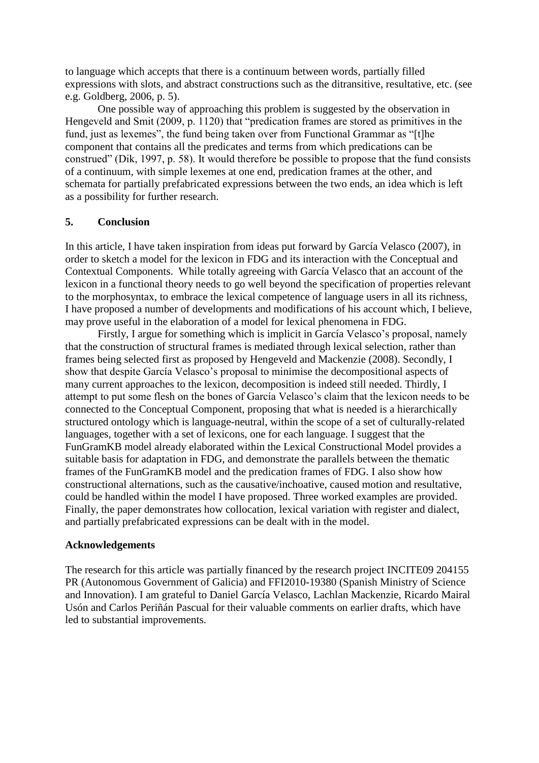to language which accepts that there is a continuum between words, partially filled expressions with slots, and abstract constructions such as the ditransitive, resultative, etc. (see e.g. Goldberg, 2006, p. 5).

One possible way of approaching this problem is suggested by the observation in Hengeveld and Smit (2009, p. 1120) that "predication frames are stored as primitives in the fund, just as lexemes", the fund being taken over from Functional Grammar as "[t]he component that contains all the predicates and terms from which predications can be construed" (Dik, 1997, p. 58). It would therefore be possible to propose that the fund consists of a continuum, with simple lexemes at one end, predication frames at the other, and schemata for partially prefabricated expressions between the two ends, an idea which is left as a possibility for further research.

## 5. Conclusion

In this article, I have taken inspiration from ideas put forward by García Velasco (2007), in order to sketch a model for the lexicon in FDG and its interaction with the Conceptual and Contextual Components. While totally agreeing with García Velasco that an account of the lexicon in a functional theory needs to go well beyond the specification of properties relevant to the morphosyntax, to embrace the lexical competence of language users in all its richness, I have proposed a number of developments and modifications of his account which, I believe, may prove useful in the elaboration of a model for lexical phenomena in FDG.

Firstly, I argue for something which is implicit in García Velasco's proposal, namely that the construction of structural frames is mediated through lexical selection, rather than frames being selected first as proposed by Hengeveld and Mackenzie (2008). Secondly, I show that despite García Velasco's proposal to minimise the decompositional aspects of many current approaches to the lexicon, decomposition is indeed still needed. Thirdly, I attempt to put some flesh on the bones of García Velasco's claim that the lexicon needs to be connected to the Conceptual Component, proposing that what is needed is a hierarchically structured ontology which is language-neutral, within the scope of a set of culturally-related languages, together with a set of lexicons, one for each language. I suggest that the FunGramKB model already elaborated within the Lexical Constructional Model provides a suitable basis for adaptation in FDG, and demonstrate the parallels between the thematic frames of the FunGramKB model and the predication frames of FDG. I also show how constructional alternations, such as the causative/inchoative, caused motion and resultative, could be handled within the model I have proposed. Three worked examples are provided. Finally, the paper demonstrates how collocation, lexical variation with register and dialect, and partially prefabricated expressions can be dealt with in the model.

### Acknowledgements

The research for this article was partially financed by the research project INCITE09 204155 PR (Autonomous Government of Galicia) and FFI2010-19380 (Spanish Ministry of Science and Innovation). I am grateful to Daniel García Velasco, Lachlan Mackenzie, Ricardo Mairal Usón and Carlos Periñán Pascual for their valuable comments on earlier drafts, which have led to substantial improvements.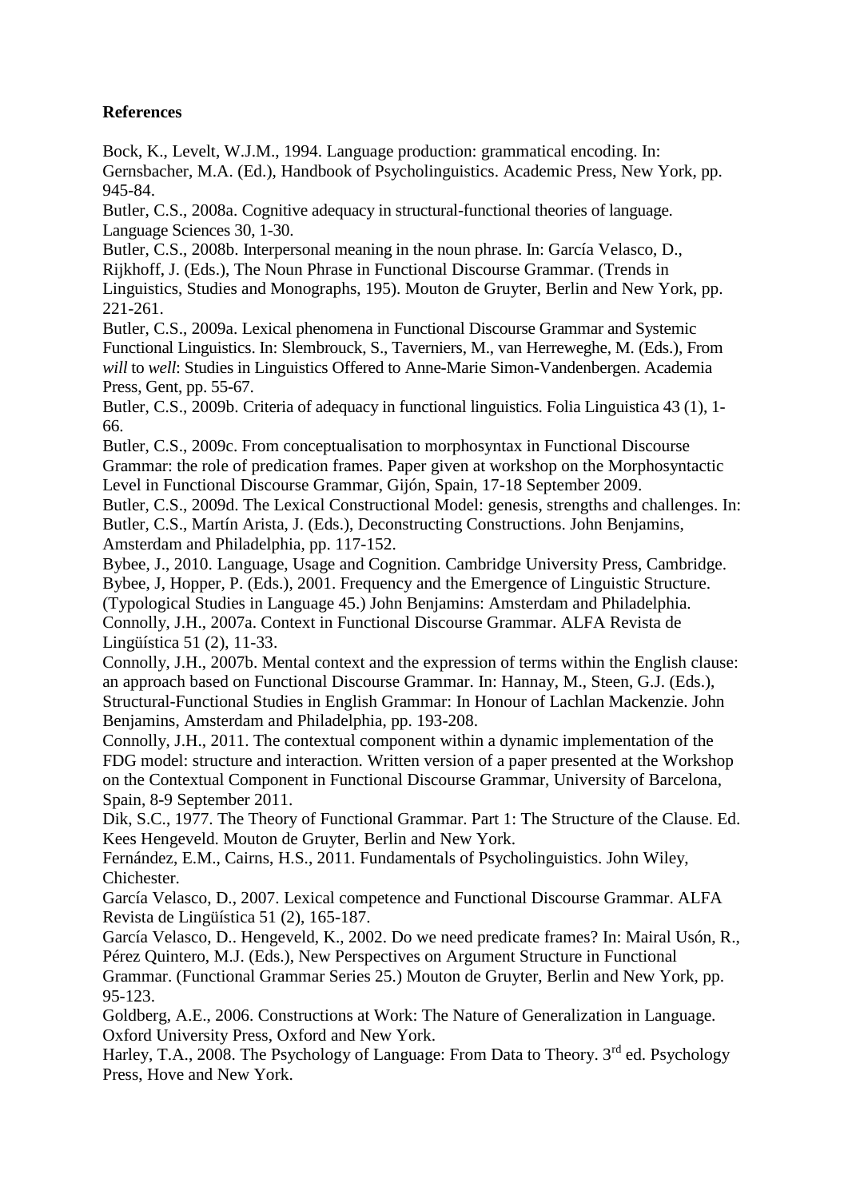**References**

Bock, K., Levelt, W.J.M., 1994. Language production: grammatical encoding. In: Gernsbacher, M.A. (Ed.), Handbook of Psycholinguistics. Academic Press, New York, pp. 945-84.

Butler, C.S., 2008a. Cognitive adequacy in structural-functional theories of language. Language Sciences 30, 1-30.

Butler, C.S., 2008b. Interpersonal meaning in the noun phrase. In: García Velasco, D., Rijkhoff, J. (Eds.), The Noun Phrase in Functional Discourse Grammar. (Trends in Linguistics, Studies and Monographs, 195). Mouton de Gruyter, Berlin and New York, pp. 221-261.

Butler, C.S., 2009a. Lexical phenomena in Functional Discourse Grammar and Systemic Functional Linguistics. In: Slembrouck, S., Taverniers, M., van Herreweghe, M. (Eds.), From *will* to *well*: Studies in Linguistics Offered to Anne-Marie Simon-Vandenbergen. Academia Press, Gent, pp. 55-67.

Butler, C.S., 2009b. Criteria of adequacy in functional linguistics. Folia Linguistica 43 (1), 1-66.

Butler, C.S., 2009c. From conceptualisation to morphosyntax in Functional Discourse Grammar: the role of predication frames. Paper given at workshop on the Morphosyntactic Level in Functional Discourse Grammar, Gijón, Spain, 17-18 September 2009.

Butler, C.S., 2009d. The Lexical Constructional Model: genesis, strengths and challenges. In: Butler, C.S., Martín Arista, J. (Eds.), Deconstructing Constructions. John Benjamins, Amsterdam and Philadelphia, pp. 117-152.

Bybee, J., 2010. Language, Usage and Cognition. Cambridge University Press, Cambridge.

Bybee, J, Hopper, P. (Eds.), 2001. Frequency and the Emergence of Linguistic Structure. (Typological Studies in Language 45.) John Benjamins: Amsterdam and Philadelphia.

Connolly, J.H., 2007a. Context in Functional Discourse Grammar. ALFA Revista de Lingüística 51 (2), 11-33.

Connolly, J.H., 2007b. Mental context and the expression of terms within the English clause: an approach based on Functional Discourse Grammar. In: Hannay, M., Steen, G.J. (Eds.), Structural-Functional Studies in English Grammar: In Honour of Lachlan Mackenzie. John Benjamins, Amsterdam and Philadelphia, pp. 193-208.

Connolly, J.H., 2011. The contextual component within a dynamic implementation of the FDG model: structure and interaction. Written version of a paper presented at the Workshop on the Contextual Component in Functional Discourse Grammar, University of Barcelona, Spain, 8-9 September 2011.

Dik, S.C., 1977. The Theory of Functional Grammar. Part 1: The Structure of the Clause. Ed. Kees Hengeveld. Mouton de Gruyter, Berlin and New York.

Fernández, E.M., Cairns, H.S., 2011. Fundamentals of Psycholinguistics. John Wiley, Chichester.

García Velasco, D., 2007. Lexical competence and Functional Discourse Grammar. ALFA Revista de Lingüística 51 (2), 165-187.

García Velasco, D.. Hengeveld, K., 2002. Do we need predicate frames? In: Mairal Usón, R., Pérez Quintero, M.J. (Eds.), New Perspectives on Argument Structure in Functional Grammar. (Functional Grammar Series 25.) Mouton de Gruyter, Berlin and New York, pp. 95-123.

Goldberg, A.E., 2006. Constructions at Work: The Nature of Generalization in Language. Oxford University Press, Oxford and New York.

Harley, T.A., 2008. The Psychology of Language: From Data to Theory. 3rd ed. Psychology Press, Hove and New York.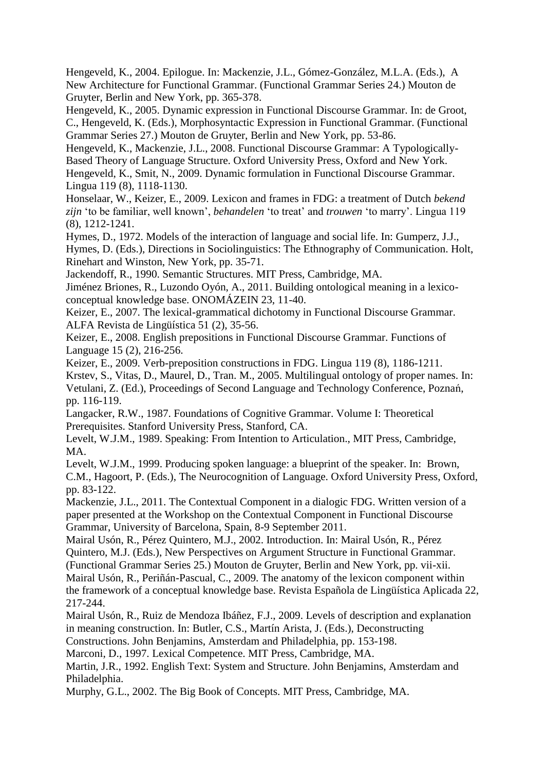Hengeveld, K., 2004. Epilogue. In: Mackenzie, J.L., Gómez-González, M.L.A. (Eds.), A New Architecture for Functional Grammar. (Functional Grammar Series 24.) Mouton de Gruyter, Berlin and New York, pp. 365-378.

Hengeveld, K., 2005. Dynamic expression in Functional Discourse Grammar. In: de Groot, C., Hengeveld, K. (Eds.), Morphosyntactic Expression in Functional Grammar. (Functional Grammar Series 27.) Mouton de Gruyter, Berlin and New York, pp. 53-86.

Hengeveld, K., Mackenzie, J.L., 2008. Functional Discourse Grammar: A Typologically-Based Theory of Language Structure. Oxford University Press, Oxford and New York.

Hengeveld, K., Smit, N., 2009. Dynamic formulation in Functional Discourse Grammar. Lingua 119 (8), 1118-1130.

Honselaar, W., Keizer, E., 2009. Lexicon and frames in FDG: a treatment of Dutch *bekend zijn* 'to be familiar, well known', *behandelen* 'to treat' and *trouwen* 'to marry'. Lingua 119 (8), 1212-1241.

Hymes, D., 1972. Models of the interaction of language and social life. In: Gumperz, J.J., Hymes, D. (Eds.), Directions in Sociolinguistics: The Ethnography of Communication. Holt, Rinehart and Winston, New York, pp. 35-71.

Jackendoff, R., 1990. Semantic Structures. MIT Press, Cambridge, MA.

Jiménez Briones, R., Luzondo Oyón, A., 2011. Building ontological meaning in a lexico-conceptual knowledge base. ONOMÁZEIN 23, 11-40.

Keizer, E., 2007. The lexical-grammatical dichotomy in Functional Discourse Grammar. ALFA Revista de Lingüística 51 (2), 35-56.

Keizer, E., 2008. English prepositions in Functional Discourse Grammar. Functions of Language 15 (2), 216-256.

Keizer, E., 2009. Verb-preposition constructions in FDG. Lingua 119 (8), 1186-1211.

Krstev, S., Vitas, D., Maurel, D., Tran. M., 2005. Multilingual ontology of proper names. In: Vetulani, Z. (Ed.), Proceedings of Second Language and Technology Conference, Poznań, pp. 116-119.

Langacker, R.W., 1987. Foundations of Cognitive Grammar. Volume I: Theoretical Prerequisites. Stanford University Press, Stanford, CA.

Levelt, W.J.M., 1989. Speaking: From Intention to Articulation., MIT Press, Cambridge, MA.

Levelt, W.J.M., 1999. Producing spoken language: a blueprint of the speaker. In: Brown, C.M., Hagoort, P. (Eds.), The Neurocognition of Language. Oxford University Press, Oxford, pp. 83-122.

Mackenzie, J.L., 2011. The Contextual Component in a dialogic FDG. Written version of a paper presented at the Workshop on the Contextual Component in Functional Discourse Grammar, University of Barcelona, Spain, 8-9 September 2011.

Mairal Usón, R., Pérez Quintero, M.J., 2002. Introduction. In: Mairal Usón, R., Pérez Quintero, M.J. (Eds.), New Perspectives on Argument Structure in Functional Grammar. (Functional Grammar Series 25.) Mouton de Gruyter, Berlin and New York, pp. vii-xii.

Mairal Usón, R., Periñán-Pascual, C., 2009. The anatomy of the lexicon component within the framework of a conceptual knowledge base. Revista Española de Lingüística Aplicada 22, 217-244.

Mairal Usón, R., Ruiz de Mendoza Ibáñez, F.J., 2009. Levels of description and explanation in meaning construction. In: Butler, C.S., Martín Arista, J. (Eds.), Deconstructing Constructions. John Benjamins, Amsterdam and Philadelphia, pp. 153-198.

Marconi, D., 1997. Lexical Competence. MIT Press, Cambridge, MA.

Martin, J.R., 1992. English Text: System and Structure. John Benjamins, Amsterdam and Philadelphia.

Murphy, G.L., 2002. The Big Book of Concepts. MIT Press, Cambridge, MA.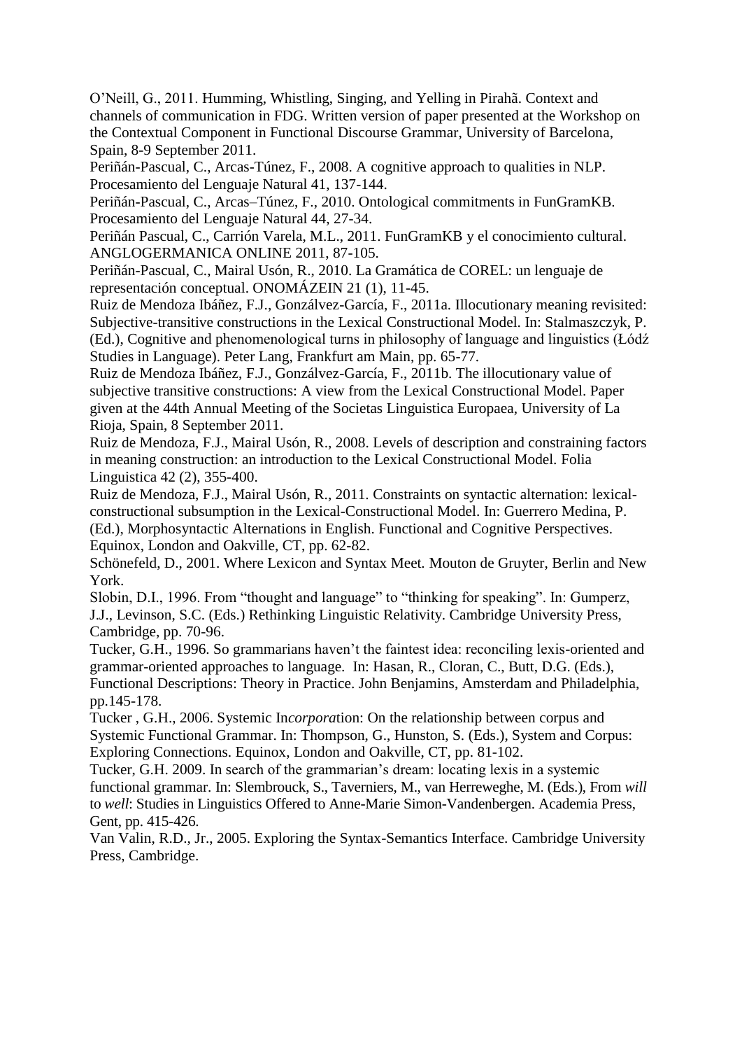O'Neill, G., 2011. Humming, Whistling, Singing, and Yelling in Pirahã. Context and channels of communication in FDG. Written version of paper presented at the Workshop on the Contextual Component in Functional Discourse Grammar, University of Barcelona, Spain, 8-9 September 2011.

Periñán-Pascual, C., Arcas-Túnez, F., 2008. A cognitive approach to qualities in NLP. Procesamiento del Lenguaje Natural 41, 137-144.

Periñán-Pascual, C., Arcas–Túnez, F., 2010. Ontological commitments in FunGramKB. Procesamiento del Lenguaje Natural 44, 27-34.

Periñán Pascual, C., Carrión Varela, M.L., 2011. FunGramKB y el conocimiento cultural. ANGLOGERMANICA ONLINE 2011, 87-105.

Periñán-Pascual, C., Mairal Usón, R., 2010. La Gramática de COREL: un lenguaje de representación conceptual. ONOMÁZEIN 21 (1), 11-45.

Ruiz de Mendoza Ibáñez, F.J., Gonzálvez-García, F., 2011a. Illocutionary meaning revisited: Subjective-transitive constructions in the Lexical Constructional Model. In: Stalmaszczyk, P. (Ed.), Cognitive and phenomenological turns in philosophy of language and linguistics (Łódź Studies in Language). Peter Lang, Frankfurt am Main, pp. 65-77.

Ruiz de Mendoza Ibáñez, F.J., Gonzálvez-García, F., 2011b. The illocutionary value of subjective transitive constructions: A view from the Lexical Constructional Model. Paper given at the 44th Annual Meeting of the Societas Linguistica Europaea, University of La Rioja, Spain, 8 September 2011.

Ruiz de Mendoza, F.J., Mairal Usón, R., 2008. Levels of description and constraining factors in meaning construction: an introduction to the Lexical Constructional Model. Folia Linguistica 42 (2), 355-400.

Ruiz de Mendoza, F.J., Mairal Usón, R., 2011. Constraints on syntactic alternation: lexical-constructional subsumption in the Lexical-Constructional Model. In: Guerrero Medina, P. (Ed.), Morphosyntactic Alternations in English. Functional and Cognitive Perspectives. Equinox, London and Oakville, CT, pp. 62-82.

Schönefeld, D., 2001. Where Lexicon and Syntax Meet. Mouton de Gruyter, Berlin and New York.

Slobin, D.I., 1996. From "thought and language" to "thinking for speaking". In: Gumperz, J.J., Levinson, S.C. (Eds.) Rethinking Linguistic Relativity. Cambridge University Press, Cambridge, pp. 70-96.

Tucker, G.H., 1996. So grammarians haven't the faintest idea: reconciling lexis-oriented and grammar-oriented approaches to language. In: Hasan, R., Cloran, C., Butt, D.G. (Eds.), Functional Descriptions: Theory in Practice. John Benjamins, Amsterdam and Philadelphia, pp.145-178.

Tucker , G.H., 2006. Systemic In*corpora*tion: On the relationship between corpus and Systemic Functional Grammar. In: Thompson, G., Hunston, S. (Eds.), System and Corpus: Exploring Connections. Equinox, London and Oakville, CT, pp. 81-102.

Tucker, G.H. 2009. In search of the grammarian's dream: locating lexis in a systemic functional grammar. In: Slembrouck, S., Taverniers, M., van Herreweghe, M. (Eds.), From *will* to *well*: Studies in Linguistics Offered to Anne-Marie Simon-Vandenbergen. Academia Press, Gent, pp. 415-426.

Van Valin, R.D., Jr., 2005. Exploring the Syntax-Semantics Interface. Cambridge University Press, Cambridge.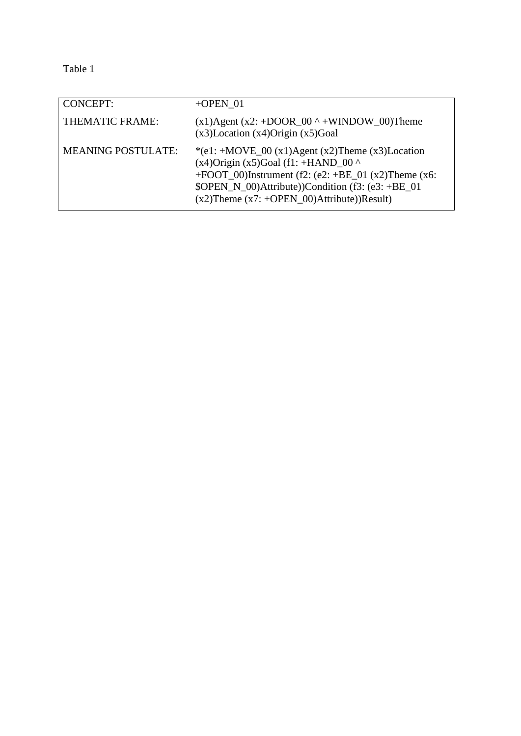Table 1

| CONCEPT: | +OPEN_01 |
| --- | --- |
| THEMATIC FRAME: | (x1)Agent (x2: +DOOR_00 ^ +WINDOW_00)Theme (x3)Location (x4)Origin (x5)Goal |
| MEANING POSTULATE: | *(e1: +MOVE_00 (x1)Agent (x2)Theme (x3)Location (x4)Origin (x5)Goal (f1: +HAND_00 ^ +FOOT_00)Instrument (f2: (e2: +BE_01 (x2)Theme (x6: $OPEN_N_00)Attribute))Condition (f3: (e3: +BE_01 (x2)Theme (x7: +OPEN_00)Attribute))Result) |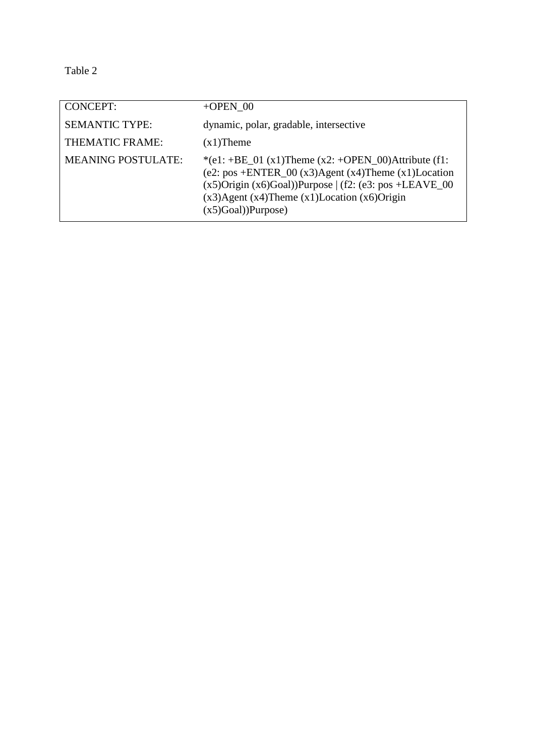Table 2

| CONCEPT: | +OPEN_00 |
|---|---|
| SEMANTIC TYPE: | dynamic, polar, gradable, intersective |
| THEMATIC FRAME: | (x1)Theme |
| MEANING POSTULATE: | *(e1: +BE_01 (x1)Theme (x2: +OPEN_00)Attribute (f1: (e2: pos +ENTER_00 (x3)Agent (x4)Theme (x1)Location (x5)Origin (x6)Goal))Purpose \| (f2: (e3: pos +LEAVE_00 (x3)Agent (x4)Theme (x1)Location (x6)Origin (x5)Goal))Purpose) |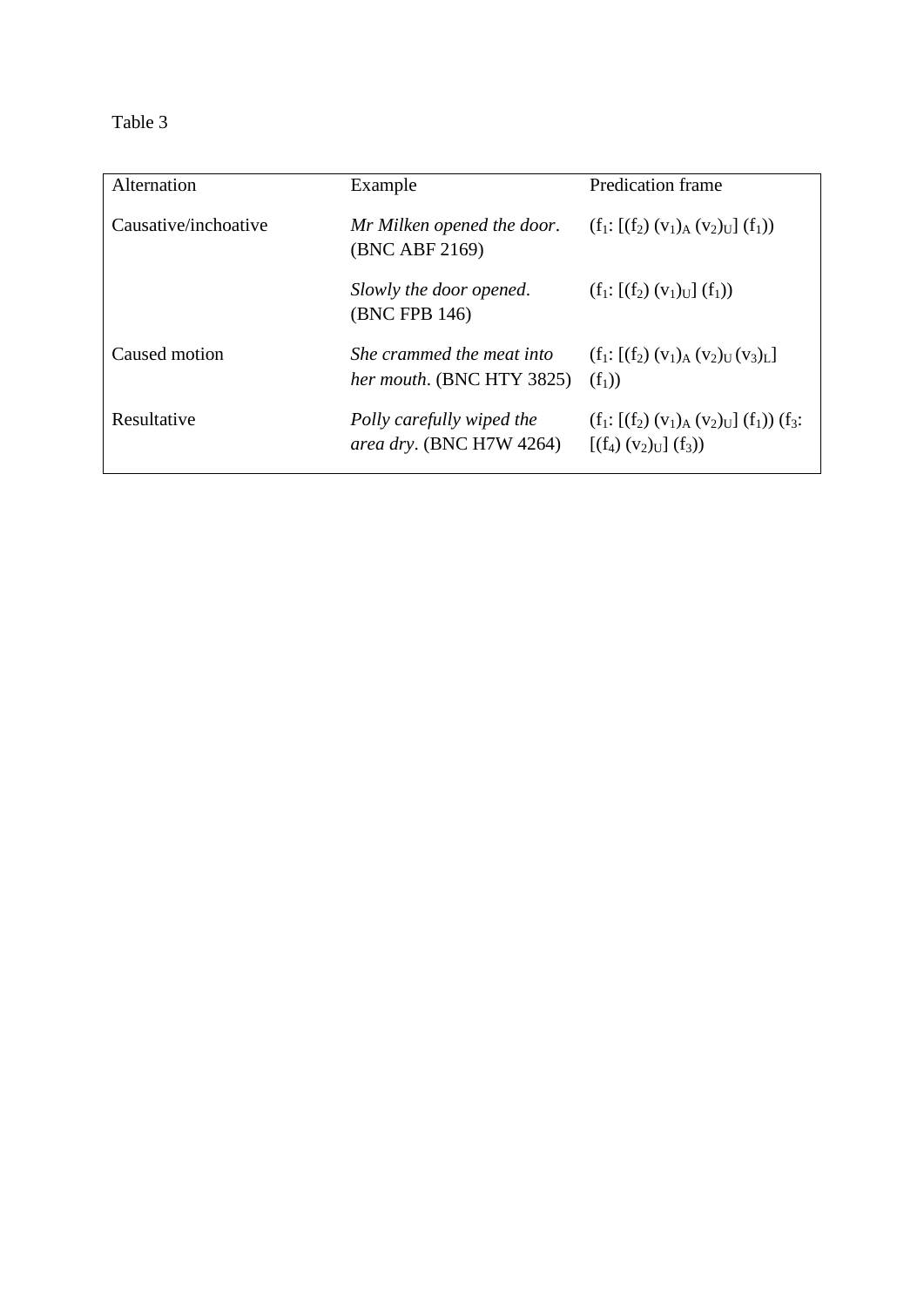Table 3

| Alternation | Example | Predication frame |
|---|---|---|
| Causative/inchoative | *Mr Milken opened the door*. (BNC ABF 2169) | $(f_1: [(f_2)\ (v_1)_A\ (v_2)_U]\ (f_1))$ |
| | *Slowly the door opened*. (BNC FPB 146) | $(f_1: [(f_2)\ (v_1)_U]\ (f_1))$ |
| Caused motion | *She crammed the meat into her mouth*. (BNC HTY 3825) | $(f_1: [(f_2)\ (v_1)_A\ (v_2)_U\ (v_3)_L]\ (f_1))$ |
| Resultative | *Polly carefully wiped the area dry*. (BNC H7W 4264) | $(f_1: [(f_2)\ (v_1)_A\ (v_2)_U]\ (f_1))\ (f_3: [(f_4)\ (v_2)_U]\ (f_3))$ |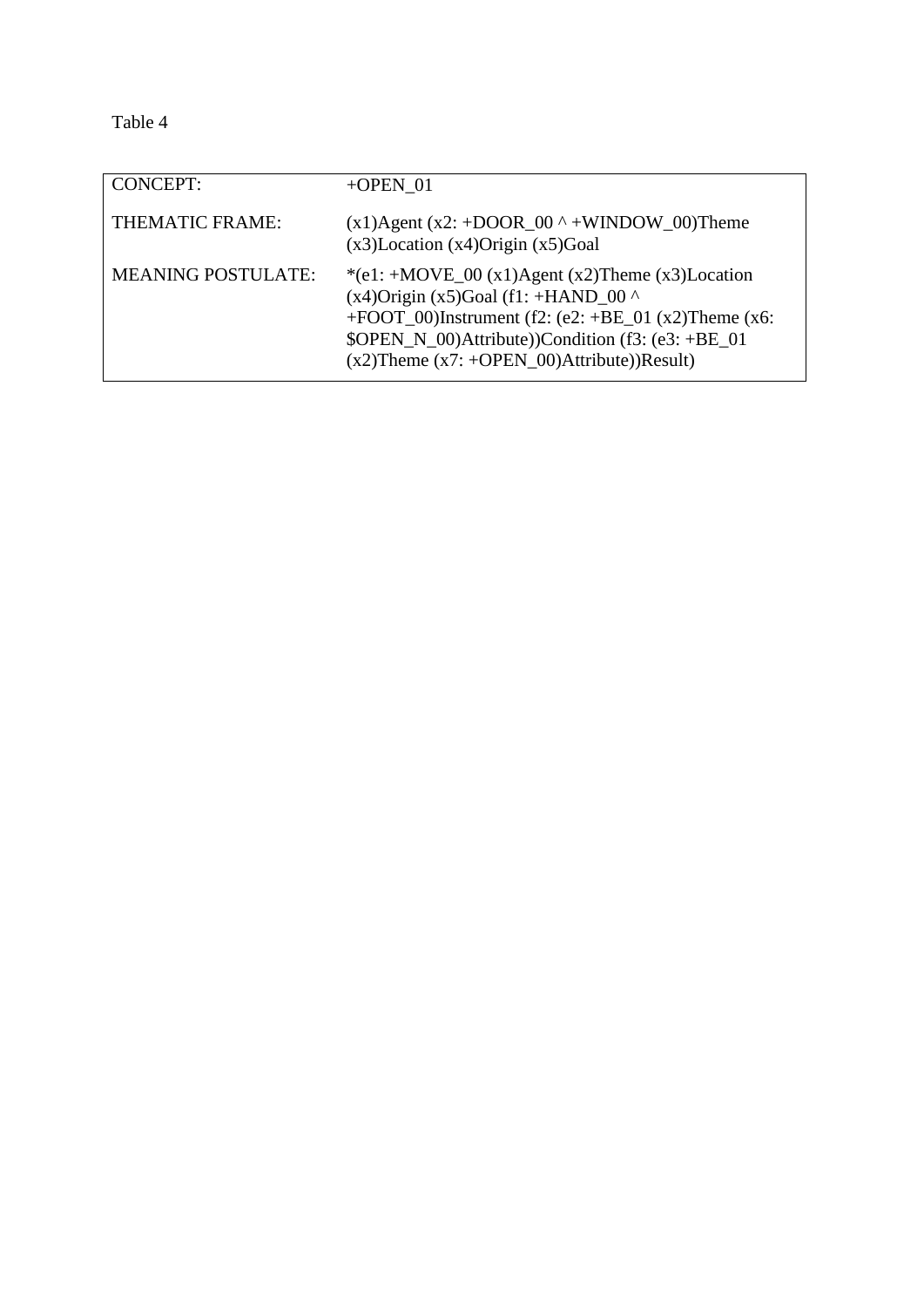Table 4

| CONCEPT: | +OPEN_01 |
|---|---|
| THEMATIC FRAME: | (x1)Agent (x2: +DOOR_00 ^ +WINDOW_00)Theme (x3)Location (x4)Origin (x5)Goal |
| MEANING POSTULATE: | *(e1: +MOVE_00 (x1)Agent (x2)Theme (x3)Location (x4)Origin (x5)Goal (f1: +HAND_00 ^ +FOOT_00)Instrument (f2: (e2: +BE_01 (x2)Theme (x6: $OPEN_N_00)Attribute))Condition (f3: (e3: +BE_01 (x2)Theme (x7: +OPEN_00)Attribute))Result) |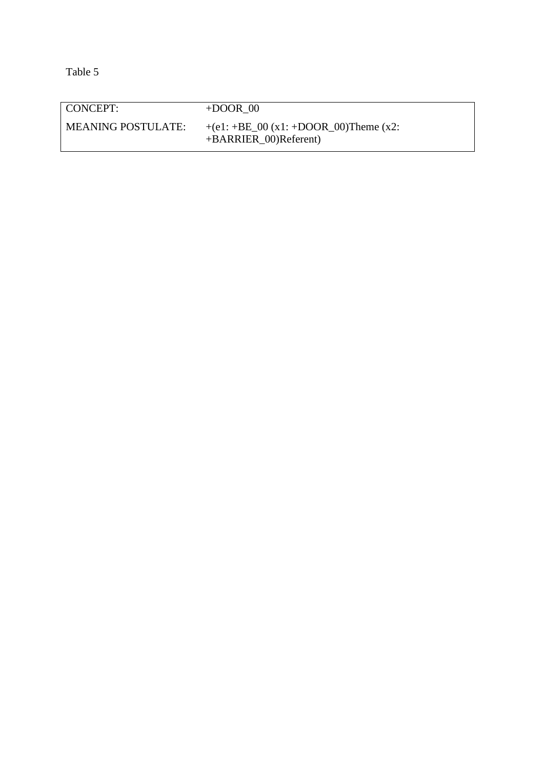Table 5

| CONCEPT: | +DOOR_00 |
| --- | --- |
| MEANING POSTULATE: | +(e1: +BE_00 (x1: +DOOR_00)Theme (x2: +BARRIER_00)Referent) |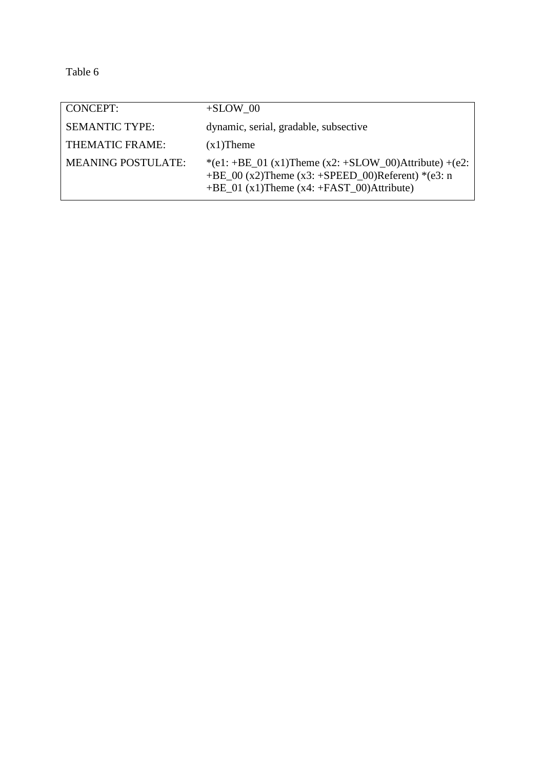Table 6

| CONCEPT: | +SLOW_00 |
|---|---|
| SEMANTIC TYPE: | dynamic, serial, gradable, subsective |
| THEMATIC FRAME: | (x1)Theme |
| MEANING POSTULATE: | *(e1: +BE_01 (x1)Theme (x2: +SLOW_00)Attribute) +(e2: +BE_00 (x2)Theme (x3: +SPEED_00)Referent) *(e3: n +BE_01 (x1)Theme (x4: +FAST_00)Attribute) |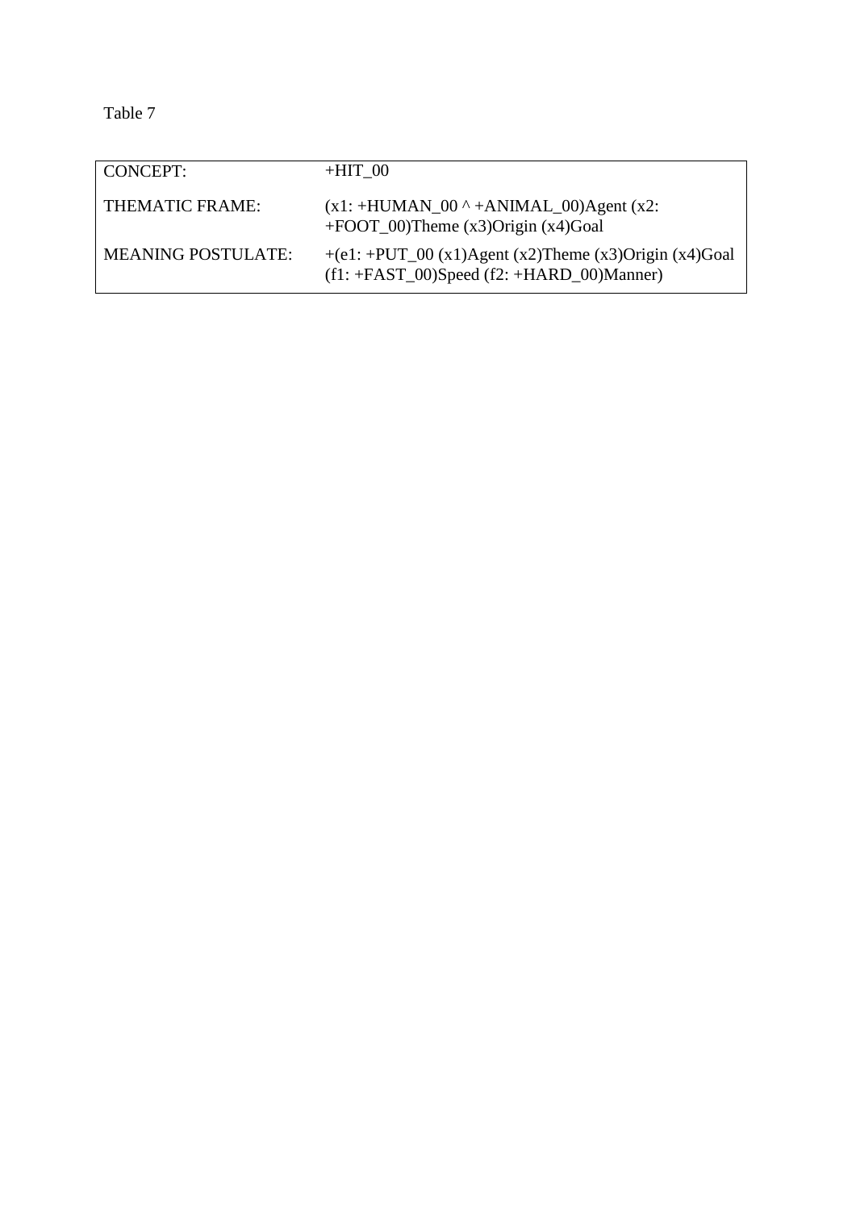Table 7

| CONCEPT: | +HIT_00 |
|---|---|
| THEMATIC FRAME: | (x1: +HUMAN_00 ^ +ANIMAL_00)Agent (x2: +FOOT_00)Theme (x3)Origin (x4)Goal |
| MEANING POSTULATE: | +(e1: +PUT_00 (x1)Agent (x2)Theme (x3)Origin (x4)Goal (f1: +FAST_00)Speed (f2: +HARD_00)Manner) |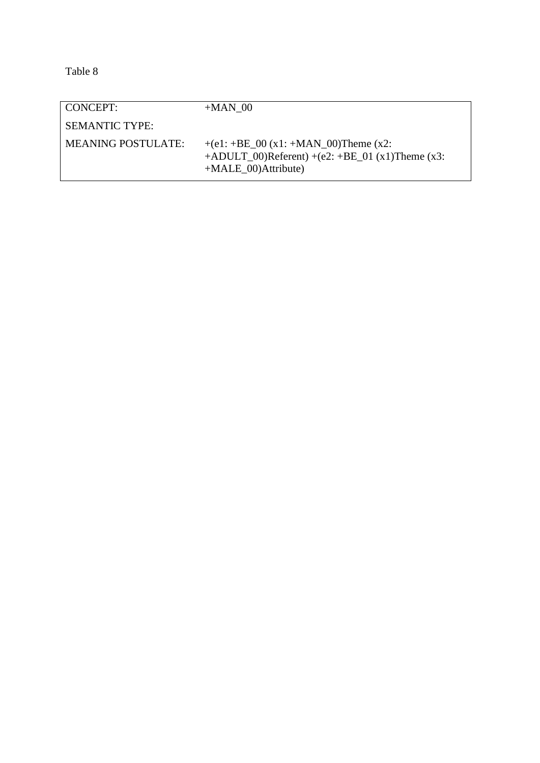Table 8

| CONCEPT: | +MAN_00 |
|---|---|
| SEMANTIC TYPE: | |
| MEANING POSTULATE: | +(e1: +BE_00 (x1: +MAN_00)Theme (x2: +ADULT_00)Referent) +(e2: +BE_01 (x1)Theme (x3: +MALE_00)Attribute) |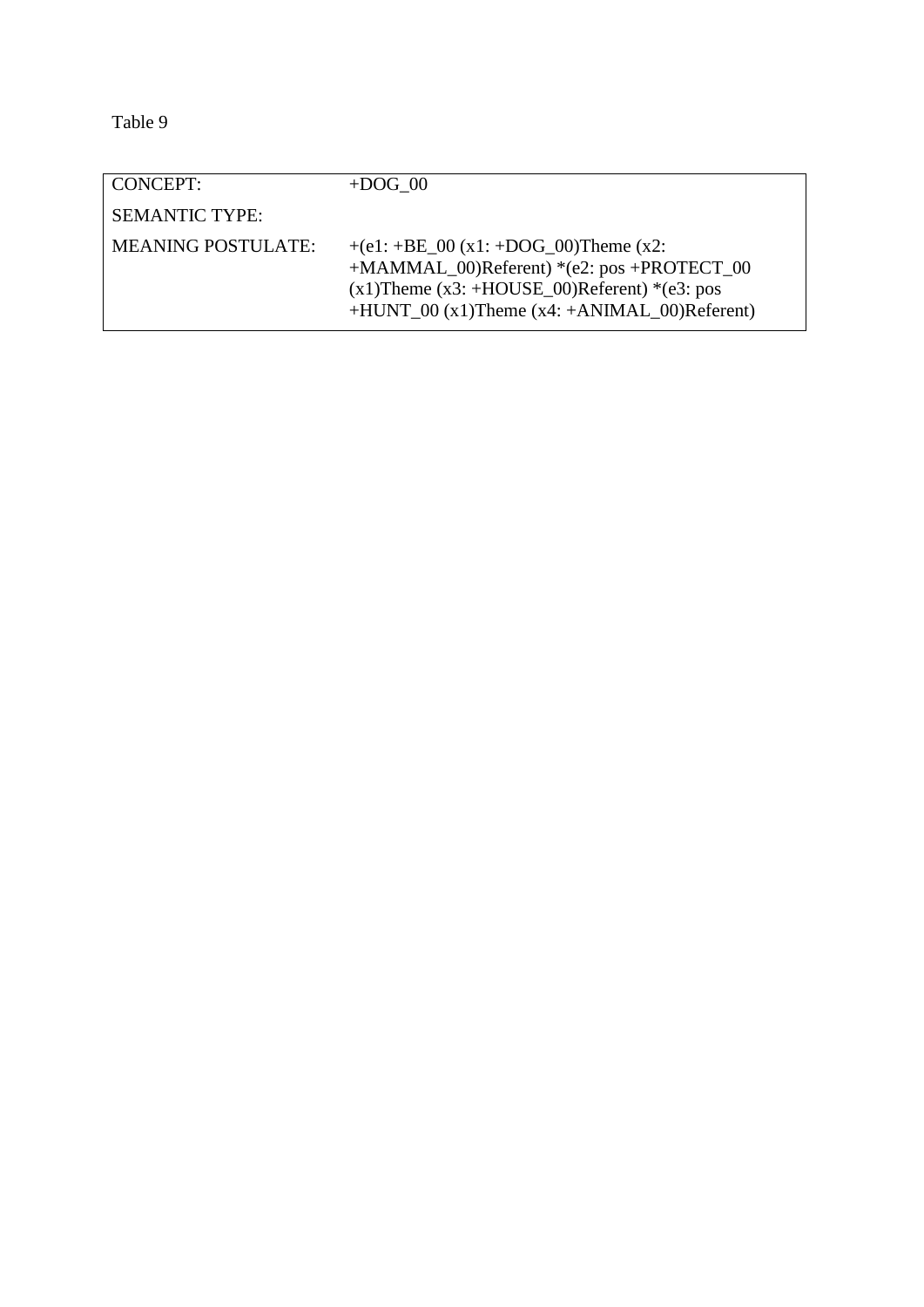Table 9

| CONCEPT: | +DOG_00 |
| --- | --- |
| SEMANTIC TYPE: | |
| MEANING POSTULATE: | +(e1: +BE_00 (x1: +DOG_00)Theme (x2: +MAMMAL_00)Referent) *(e2: pos +PROTECT_00 (x1)Theme (x3: +HOUSE_00)Referent) *(e3: pos +HUNT_00 (x1)Theme (x4: +ANIMAL_00)Referent) |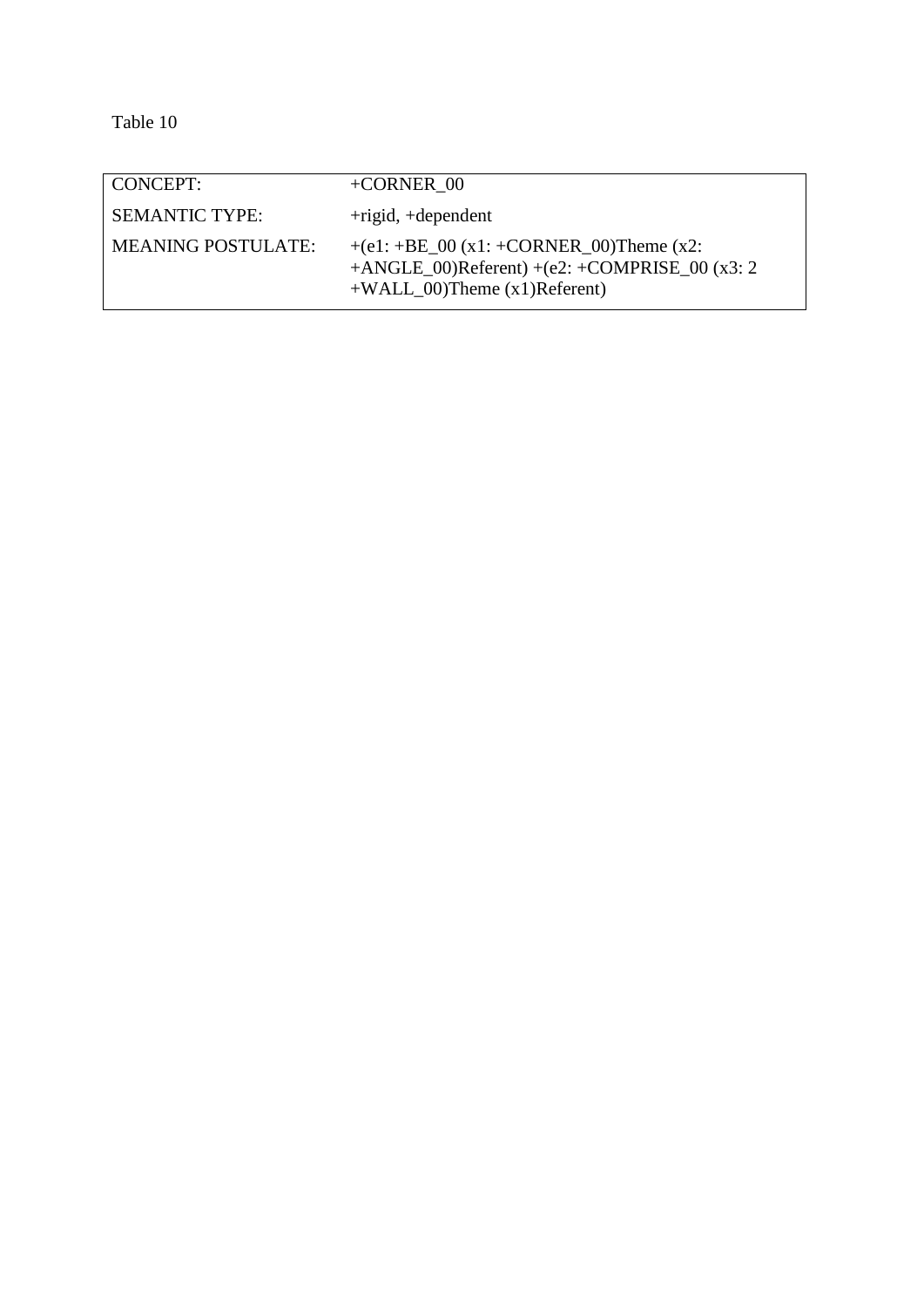Table 10

| CONCEPT: | +CORNER_00 |
|---|---|
| SEMANTIC TYPE: | +rigid, +dependent |
| MEANING POSTULATE: | +(e1: +BE_00 (x1: +CORNER_00)Theme (x2: +ANGLE_00)Referent) +(e2: +COMPRISE_00 (x3: 2 +WALL_00)Theme (x1)Referent) |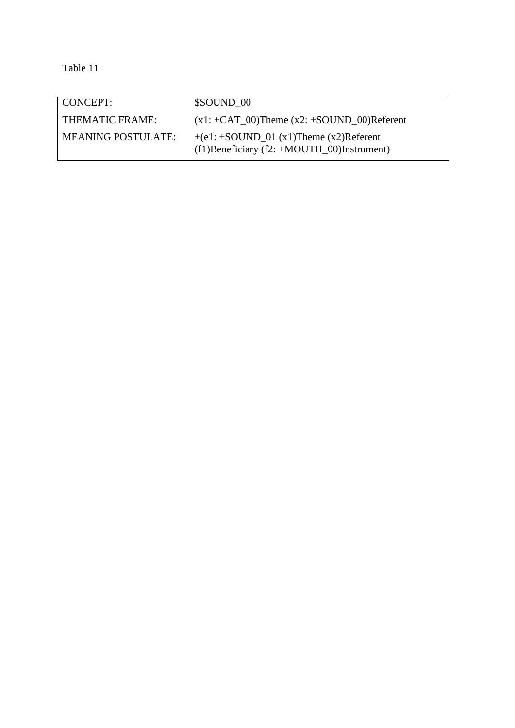Table 11

| CONCEPT: | $SOUND_00 |
|---|---|
| THEMATIC FRAME: | (x1: +CAT_00)Theme (x2: +SOUND_00)Referent |
| MEANING POSTULATE: | +(e1: +SOUND_01 (x1)Theme (x2)Referent (f1)Beneficiary (f2: +MOUTH_00)Instrument) |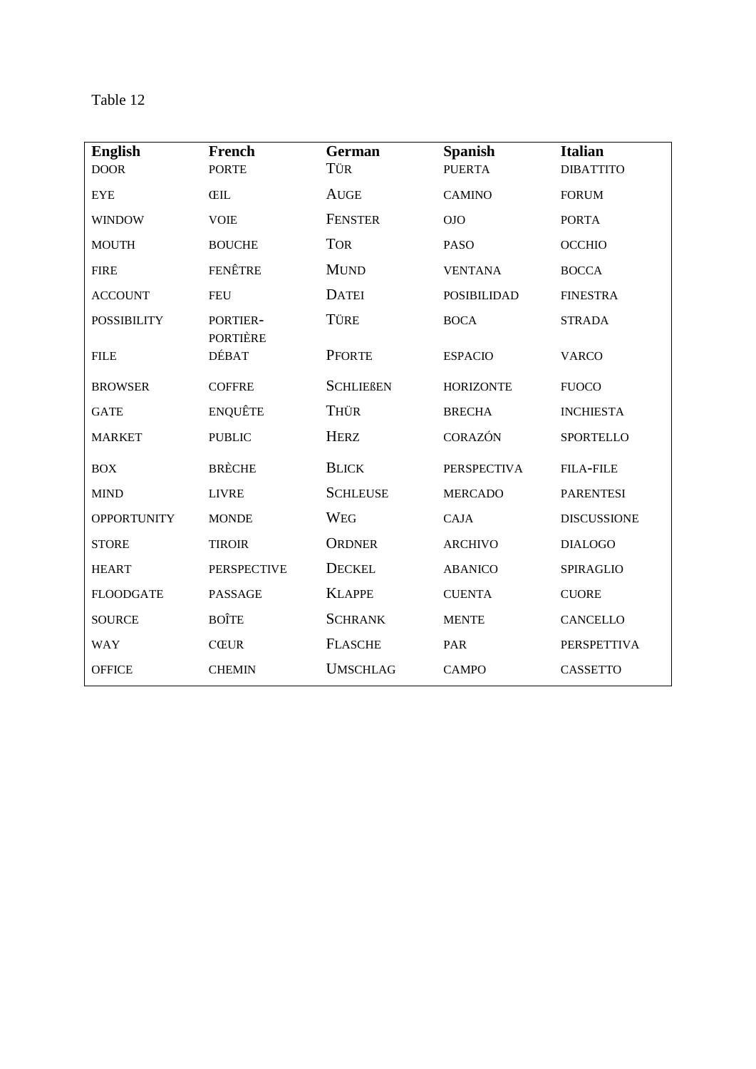Table 12

| English | French | German | Spanish | Italian |
|---|---|---|---|---|
| DOOR | PORTE | TÜR | PUERTA | DIBATTITO |
| EYE | ŒIL | AUGE | CAMINO | FORUM |
| WINDOW | VOIE | FENSTER | OJO | PORTA |
| MOUTH | BOUCHE | TOR | PASO | OCCHIO |
| FIRE | FENÊTRE | MUND | VENTANA | BOCCA |
| ACCOUNT | FEU | DATEI | POSIBILIDAD | FINESTRA |
| POSSIBILITY | PORTIER-PORTIÈRE | TÜRE | BOCA | STRADA |
| FILE | DÉBAT | PFORTE | ESPACIO | VARCO |
| BROWSER | COFFRE | SCHLIEßEN | HORIZONTE | FUOCO |
| GATE | ENQUÊTE | THÜR | BRECHA | INCHIESTA |
| MARKET | PUBLIC | HERZ | CORAZÓN | SPORTELLO |
| BOX | BRÈCHE | BLICK | PERSPECTIVA | FILA-FILE |
| MIND | LIVRE | SCHLEUSE | MERCADO | PARENTESI |
| OPPORTUNITY | MONDE | WEG | CAJA | DISCUSSIONE |
| STORE | TIROIR | ORDNER | ARCHIVO | DIALOGO |
| HEART | PERSPECTIVE | DECKEL | ABANICO | SPIRAGLIO |
| FLOODGATE | PASSAGE | KLAPPE | CUENTA | CUORE |
| SOURCE | BOÎTE | SCHRANK | MENTE | CANCELLO |
| WAY | CŒUR | FLASCHE | PAR | PERSPETTIVA |
| OFFICE | CHEMIN | UMSCHLAG | CAMPO | CASSETTO |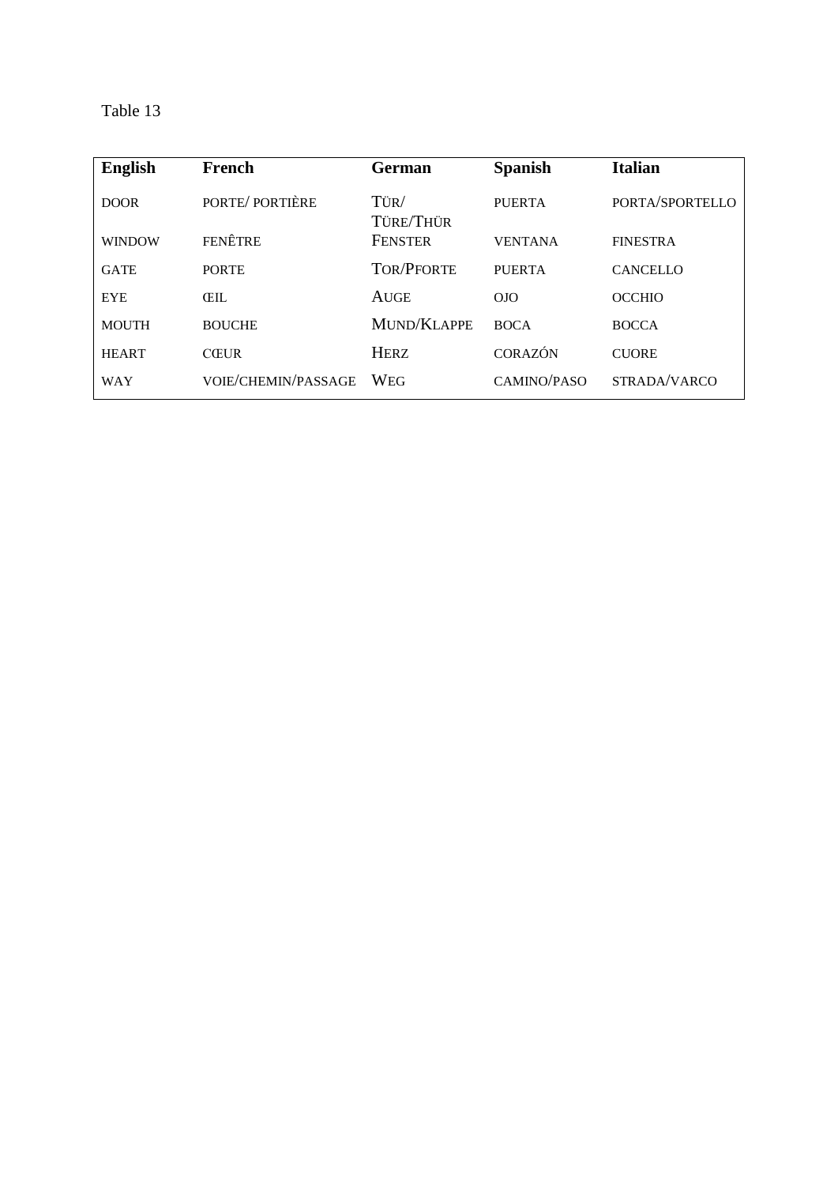Table 13

| English | French | German | Spanish | Italian |
| --- | --- | --- | --- | --- |
| DOOR | PORTE/ PORTIÈRE | TÜR/ TÜRE/THÜR | PUERTA | PORTA/SPORTELLO |
| WINDOW | FENÊTRE | FENSTER | VENTANA | FINESTRA |
| GATE | PORTE | TOR/PFORTE | PUERTA | CANCELLO |
| EYE | ŒIL | AUGE | OJO | OCCHIO |
| MOUTH | BOUCHE | MUND/KLAPPE | BOCA | BOCCA |
| HEART | CŒUR | HERZ | CORAZÓN | CUORE |
| WAY | VOIE/CHEMIN/PASSAGE | WEG | CAMINO/PASO | STRADA/VARCO |